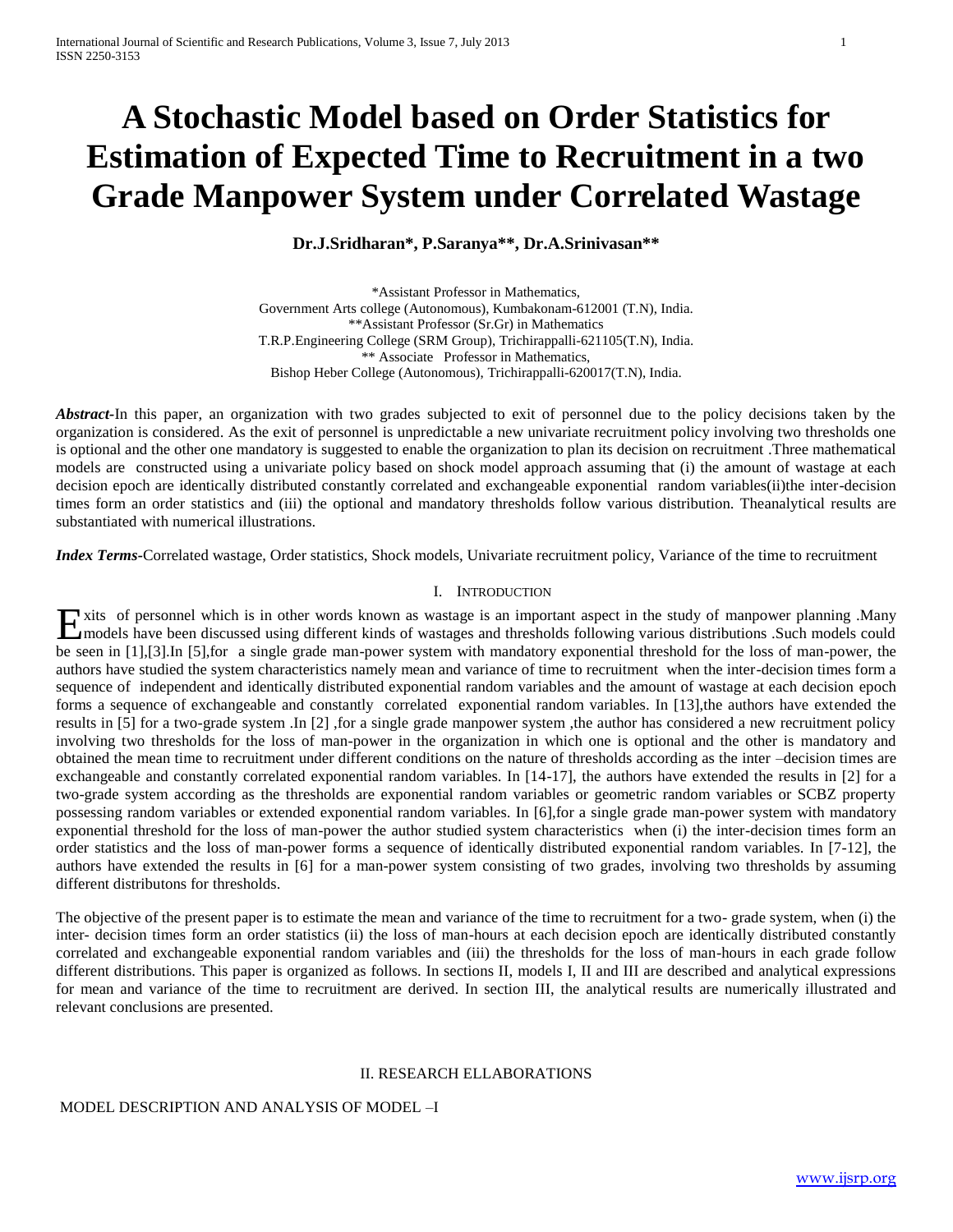# A Stochastic Model based on Order Statistics for Estimation of Expected Time to Recruitment in a two Grade Manpower System under Correlated Wastage

**Dr.J.Sridharan*, P.Saranya**, Dr.A.Srinivasan****

*Assistant Professor in Mathematics,
Government Arts college (Autonomous), Kumbakonam-612001 (T.N), India.
**Assistant Professor (Sr.Gr) in Mathematics
T.R.P.Engineering College (SRM Group), Trichirappalli-621105(T.N), India.
** Associate Professor in Mathematics,
Bishop Heber College (Autonomous), Trichirappalli-620017(T.N), India.

***Abstract***-In this paper, an organization with two grades subjected to exit of personnel due to the policy decisions taken by the organization is considered. As the exit of personnel is unpredictable a new univariate recruitment policy involving two thresholds one is optional and the other one mandatory is suggested to enable the organization to plan its decision on recruitment .Three mathematical models are constructed using a univariate policy based on shock model approach assuming that (i) the amount of wastage at each decision epoch are identically distributed constantly correlated and exchangeable exponential random variables(ii)the inter-decision times form an order statistics and (iii) the optional and mandatory thresholds follow various distribution. Theanalytical results are substantiated with numerical illustrations.

***Index Terms***-Correlated wastage, Order statistics, Shock models, Univariate recruitment policy, Variance of the time to recruitment

## I. Introduction

Exits of personnel which is in other words known as wastage is an important aspect in the study of manpower planning .Many models have been discussed using different kinds of wastages and thresholds following various distributions .Such models could be seen in [1],[3].In [5],for a single grade man-power system with mandatory exponential threshold for the loss of man-power, the authors have studied the system characteristics namely mean and variance of time to recruitment when the inter-decision times form a sequence of independent and identically distributed exponential random variables and the amount of wastage at each decision epoch forms a sequence of exchangeable and constantly correlated exponential random variables. In [13],the authors have extended the results in [5] for a two-grade system .In [2] ,for a single grade manpower system ,the author has considered a new recruitment policy involving two thresholds for the loss of man-power in the organization in which one is optional and the other is mandatory and obtained the mean time to recruitment under different conditions on the nature of thresholds according as the inter –decision times are exchangeable and constantly correlated exponential random variables. In [14-17], the authors have extended the results in [2] for a two-grade system according as the thresholds are exponential random variables or geometric random variables or SCBZ property possessing random variables or extended exponential random variables. In [6],for a single grade man-power system with mandatory exponential threshold for the loss of man-power the author studied system characteristics when (i) the inter-decision times form an order statistics and the loss of man-power forms a sequence of identically distributed exponential random variables. In [7-12], the authors have extended the results in [6] for a man-power system consisting of two grades, involving two thresholds by assuming different distributons for thresholds.

The objective of the present paper is to estimate the mean and variance of the time to recruitment for a two- grade system, when (i) the inter- decision times form an order statistics (ii) the loss of man-hours at each decision epoch are identically distributed constantly correlated and exchangeable exponential random variables and (iii) the thresholds for the loss of man-hours in each grade follow different distributions. This paper is organized as follows. In sections II, models I, II and III are described and analytical expressions for mean and variance of the time to recruitment are derived. In section III, the analytical results are numerically illustrated and relevant conclusions are presented.

## II. Research Ellaborations

MODEL DESCRIPTION AND ANALYSIS OF MODEL –I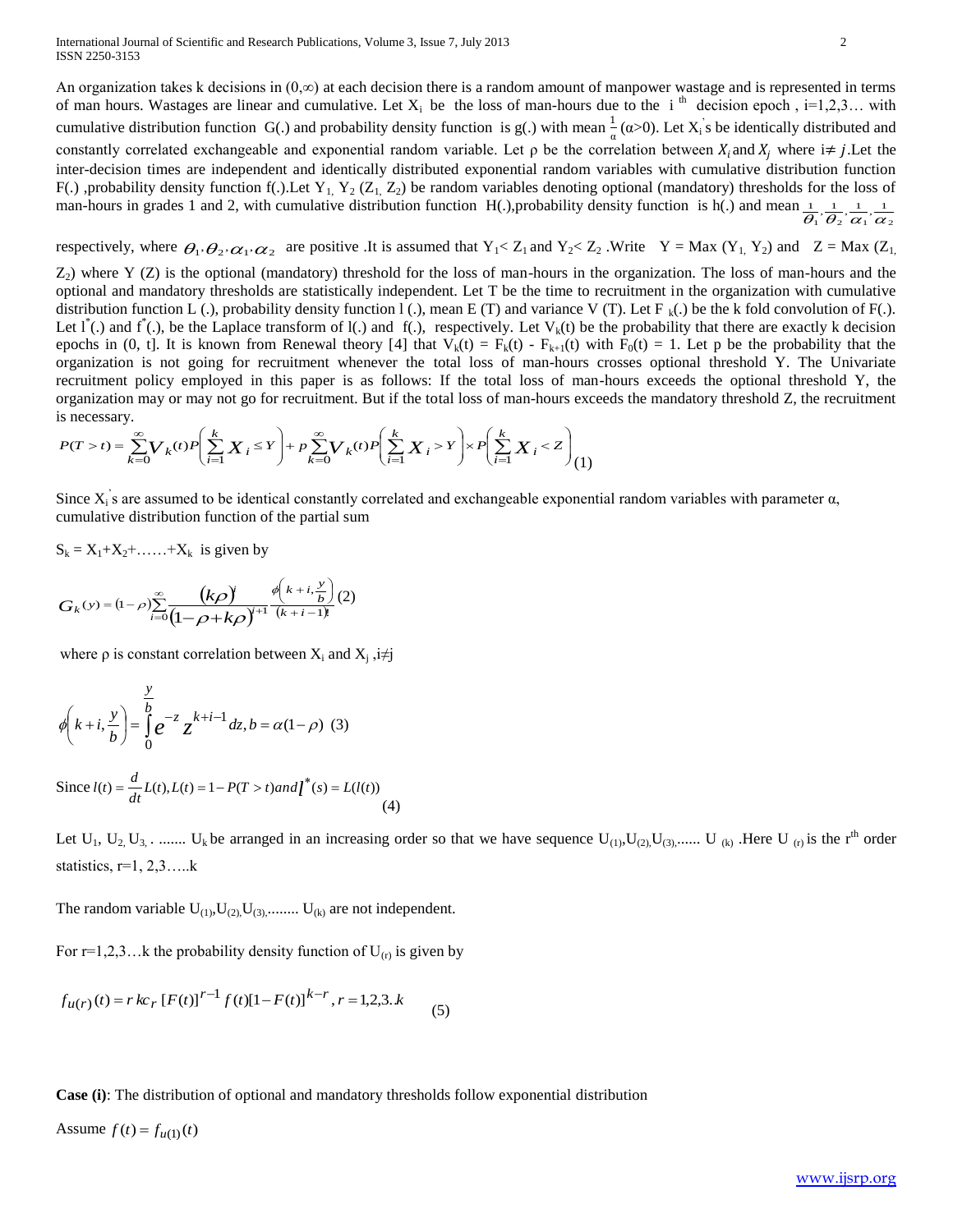An organization takes k decisions in $(0,\infty)$ at each decision there is a random amount of manpower wastage and is represented in terms of man hours. Wastages are linear and cumulative. Let $X_i$ be the loss of man-hours due to the $i^{th}$ decision epoch , i=1,2,3… with cumulative distribution function G(.) and probability density function is g(.) with mean $\frac{1}{\alpha}$ ($\alpha$>0). Let $X_i$'s be identically distributed and constantly correlated exchangeable and exponential random variable. Let $\rho$ be the correlation between $X_i$ and $X_j$ where $i \neq j$. Let the inter-decision times are independent and identically distributed exponential random variables with cumulative distribution function F(.) ,probability density function f(.). Let $Y_1$, $Y_2$ ($Z_1$, $Z_2$) be random variables denoting optional (mandatory) thresholds for the loss of man-hours in grades 1 and 2, with cumulative distribution function H(.), probability density function is h(.) and mean $\frac{1}{\theta_1}, \frac{1}{\theta_2}, \frac{1}{\alpha_1}, \frac{1}{\alpha_2}$ respectively, where $\theta_1, \theta_2, \alpha_1, \alpha_2$ are positive . It is assumed that $Y_1 < Z_1$ and $Y_2 < Z_2$ . Write $Y = Max(Y_1, Y_2)$ and $Z = Max(Z_1, Z_2)$ where Y (Z) is the optional (mandatory) threshold for the loss of man-hours in the organization. The loss of man-hours and the optional and mandatory thresholds are statistically independent. Let T be the time to recruitment in the organization with cumulative distribution function L (.), probability density function l (.), mean E (T) and variance V (T). Let $F_k$(.) be the k fold convolution of F(.). Let $l^*$(.) and $f^*$(.), be the Laplace transform of l(.) and f(.), respectively. Let $V_k(t)$ be the probability that there are exactly k decision epochs in (0, t]. It is known from Renewal theory [4] that $V_k(t) = F_k(t) - F_{k+1}(t)$ with $F_0(t) = 1$. Let p be the probability that the organization is not going for recruitment whenever the total loss of man-hours crosses optional threshold Y. The Univariate recruitment policy employed in this paper is as follows: If the total loss of man-hours exceeds the optional threshold Y, the organization may or may not go for recruitment. But if the total loss of man-hours exceeds the mandatory threshold Z, the recruitment is necessary.

$$P(T>t) = \sum_{k=0}^{\infty} V_k(t) P\left(\sum_{i=1}^{k} X_i \le Y\right) + p \sum_{k=0}^{\infty} V_k(t) P\left(\sum_{i=1}^{k} X_i > Y\right) \times P\left(\sum_{i=1}^{k} X_i < Z\right) \quad (1)$$

Since $X_i$'s are assumed to be identical constantly correlated and exchangeable exponential random variables with parameter $\alpha$, cumulative distribution function of the partial sum

$S_k = X_1 + X_2 + \ldots + X_k$ is given by

$$G_k(y) = (1-\rho) \sum_{i=0}^{\infty} \frac{(k\rho)^i}{(1-\rho+k\rho)^{i+1}} \frac{\phi\left(k+i, \frac{y}{b}\right)}{(k+i-1)!} \quad (2)$$

where $\rho$ is constant correlation between $X_i$ and $X_j$ , $i \neq j$

$$\phi\left(k+i, \frac{y}{b}\right) = \int_0^{\frac{y}{b}} e^{-z} z^{k+i-1} dz, \quad b = \alpha(1-\rho) \quad (3)$$

$$\text{Since } l(t) = \frac{d}{dt} L(t), L(t) = 1 - P(T>t) \text{ and } l^*(s) = L(l(t)) \quad (4)$$

Let $U_1, U_2, U_3, \ldots U_k$ be arranged in an increasing order so that we have sequence $U_{(1)}, U_{(2)}, U_{(3)}, \ldots U_{(k)}$ . Here $U_{(r)}$ is the $r^{th}$ order statistics, r=1, 2,3…..k

The random variable $U_{(1)}, U_{(2)}, U_{(3)}, \ldots U_{(k)}$ are not independent.

For r=1,2,3…k the probability density function of $U_{(r)}$ is given by

$$f_{u(r)}(t) = r\, kc_r\, [F(t)]^{r-1} f(t) [1-F(t)]^{k-r}, r = 1,2,3.k \quad (5)$$

**Case (i)**: The distribution of optional and mandatory thresholds follow exponential distribution

Assume $f(t) = f_{u(1)}(t)$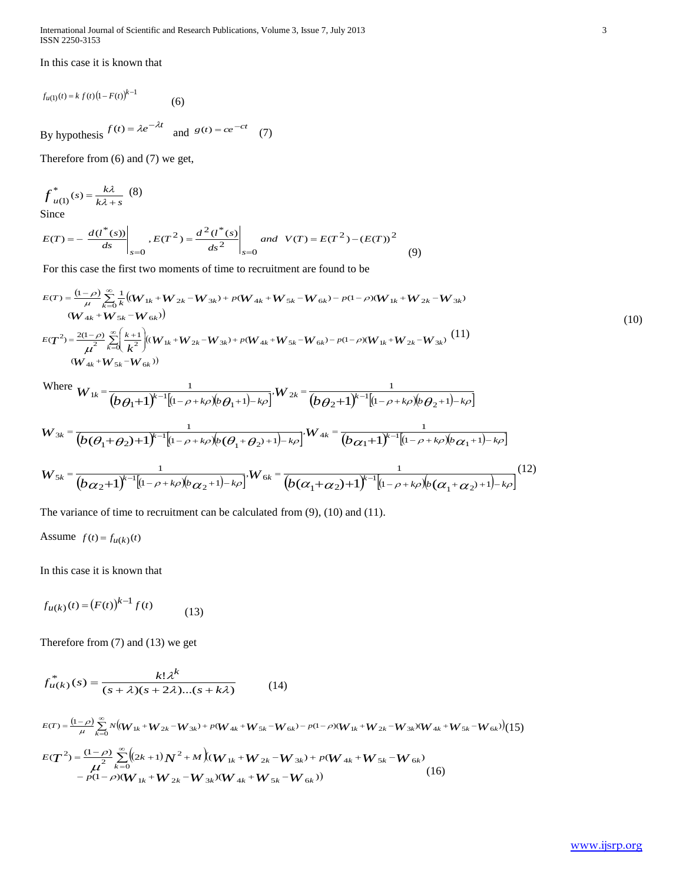In this case it is known that

$$f_{u(1)}(t) = k\, f(t)\left(1 - F(t)\right)^{k-1} \qquad (6)$$

By hypothesis $f(t) = \lambda e^{-\lambda t}$ and $g(t) = ce^{-ct}$ (7)

Therefore from (6) and (7) we get,

$$f^*_{u(1)}(s) = \frac{k\lambda}{k\lambda + s} \quad (8)$$

Since

$$E(T) = -\left.\frac{d(l^*(s))}{ds}\right|_{s=0}, \; E(T^2) = \left.\frac{d^2(l^*(s)}{ds^2}\right|_{s=0} \; and \;\; V(T) = E(T^2) - (E(T))^2 \qquad (9)$$

For this case the first two moments of time to recruitment are found to be

$$E(T) = \frac{(1-\rho)}{\mu}\sum_{k=0}^{\infty}\frac{1}{k}\big((W_{1k} + W_{2k} - W_{3k}) + p(W_{4k} + W_{5k} - W_{6k}) - p(1-\rho)(W_{1k} + W_{2k} - W_{3k})(W_{4k} + W_{5k} - W_{6k})\big) \qquad (10)$$

$$E(T^2) = \frac{2(1-\rho)}{\mu^2}\sum_{k=0}^{\infty}\left(\frac{k+1}{k^2}\right)\big((W_{1k} + W_{2k} - W_{3k}) + p(W_{4k} + W_{5k} - W_{6k}) - p(1-\rho)(W_{1k} + W_{2k} - W_{3k})(W_{4k} + W_{5k} - W_{6k})\big) \qquad (11)$$

Where
$$W_{1k} = \frac{1}{(b\theta_1 + 1)^{k-1}\left[(1-\rho+k\rho)(b\theta_1+1) - k\rho\right]}, W_{2k} = \frac{1}{(b\theta_2 + 1)^{k-1}\left[(1-\rho+k\rho)(b\theta_2+1) - k\rho\right]}$$

$$W_{3k} = \frac{1}{(b(\theta_1 + \theta_2) + 1)^{k-1}\left[(1-\rho+k\rho)(b(\theta_1+\theta_2)+1) - k\rho\right]}, W_{4k} = \frac{1}{(b\alpha_1 + 1)^{k-1}\left[(1-\rho+k\rho)(b\alpha_1+1) - k\rho\right]}$$

$$W_{5k} = \frac{1}{(b\alpha_2 + 1)^{k-1}\left[(1-\rho+k\rho)(b\alpha_2+1) - k\rho\right]}, W_{6k} = \frac{1}{(b(\alpha_1 + \alpha_2) + 1)^{k-1}\left[(1-\rho+k\rho)(b(\alpha_1+\alpha_2)+1) - k\rho\right]} \qquad (12)$$

The variance of time to recruitment can be calculated from (9), (10) and (11).

Assume $f(t) = f_{u(k)}(t)$

In this case it is known that

$$f_{u(k)}(t) = \left(F(t)\right)^{k-1} f(t) \qquad (13)$$

Therefore from (7) and (13) we get

$$f^*_{u(k)}(s) = \frac{k!\lambda^k}{(s+\lambda)(s+2\lambda)\ldots(s+k\lambda)} \qquad (14)$$

$$E(T) = \frac{(1-\rho)}{\mu}\sum_{k=0}^{\infty} N\big((W_{1k} + W_{2k} - W_{3k}) + p(W_{4k} + W_{5k} - W_{6k}) - p(1-\rho)(W_{1k} + W_{2k} - W_{3k})(W_{4k} + W_{5k} - W_{6k})\big) \qquad (15)$$

$$E(T^2) = \frac{(1-\rho)}{\mu^2}\sum_{k=0}^{\infty}\left((2k+1)N^2 + M\right)\big((W_{1k} + W_{2k} - W_{3k}) + p(W_{4k} + W_{5k} - W_{6k}) - p(1-\rho)(W_{1k} + W_{2k} - W_{3k})(W_{4k} + W_{5k} - W_{6k})\big) \qquad (16)$$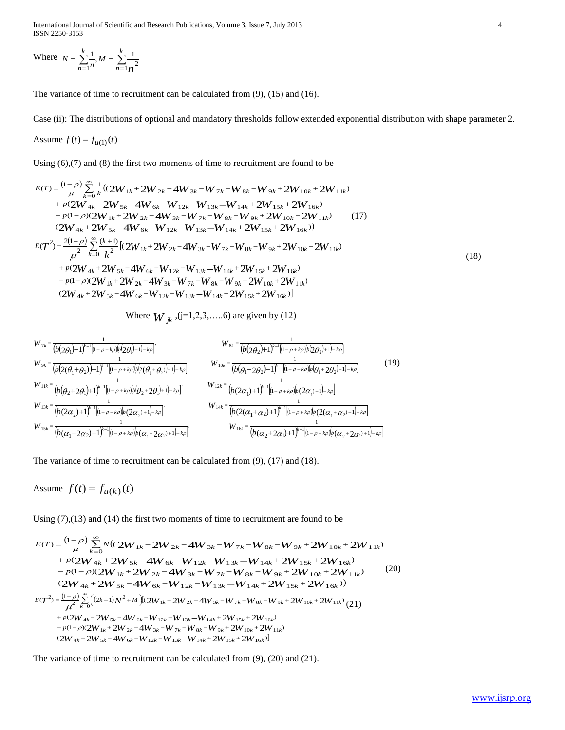Where $N = \sum_{n=1}^{k} \frac{1}{n}, M = \sum_{n=1}^{k} \frac{1}{n^2}$

The variance of time to recruitment can be calculated from (9), (15) and (16).

Case (ii): The distributions of optional and mandatory thresholds follow extended exponential distribution with shape parameter 2.

Assume $f(t) = f_{u(1)}(t)$

Using (6),(7) and (8) the first two moments of time to recruitment are found to be

$$
\begin{aligned}
E(T) = \frac{(1-\rho)}{\mu} \sum_{k=0}^{\infty} \frac{1}{k} &((2W_{1k} + 2W_{2k} - 4W_{3k} - W_{7k} - W_{8k} - W_{9k} + 2W_{10k} + 2W_{11k}) \\
&+ p(2W_{4k} + 2W_{5k} - 4W_{6k} - W_{12k} - W_{13k} - W_{14k} + 2W_{15k} + 2W_{16k}) \\
&- p(1-\rho)(2W_{1k} + 2W_{2k} - 4W_{3k} - W_{7k} - W_{8k} - W_{9k} + 2W_{10k} + 2W_{11k}) \\
&(2W_{4k} + 2W_{5k} - 4W_{6k} - W_{12k} - W_{13k} - W_{14k} + 2W_{15k} + 2W_{16k}))
\end{aligned} \tag{17}
$$

$$
\begin{aligned}
E(T^2) = \frac{2(1-\rho)}{\mu^2} \sum_{k=0}^{\infty} \frac{(k+1)}{k^2} &[(2W_{1k} + 2W_{2k} - 4W_{3k} - W_{7k} - W_{8k} - W_{9k} + 2W_{10k} + 2W_{11k}) \\
&+ p(2W_{4k} + 2W_{5k} - 4W_{6k} - W_{12k} - W_{13k} - W_{14k} + 2W_{15k} + 2W_{16k}) \\
&- p(1-\rho)(2W_{1k} + 2W_{2k} - 4W_{3k} - W_{7k} - W_{8k} - W_{9k} + 2W_{10k} + 2W_{11k}) \\
&(2W_{4k} + 2W_{5k} - 4W_{6k} - W_{12k} - W_{13k} - W_{14k} + 2W_{15k} + 2W_{16k})]
\end{aligned} \tag{18}
$$

Where $W_{jk}$, (j=1,2,3,…..6) are given by (12)

$$
\begin{aligned}
W_{7k} &= \frac{1}{(b(2\theta_1)+1)^{k-1}[(1-\rho+k\rho)(b(2\theta_1)+1)-k\rho]}, &
W_{8k} &= \frac{1}{(b(2\theta_2)+1)^{k-1}[(1-\rho+k\rho)(b(2\theta_2)+1)-k\rho]} \\
W_{9k} &= \frac{1}{(b(2(\theta_1+\theta_2))+1)^{k-1}[(1-\rho+k\rho)(b(2(\theta_1+\theta_2))+1)-k\rho]}, &
W_{10k} &= \frac{1}{(b(\theta_1+2\theta_2)+1)^{k-1}[(1-\rho+k\rho)(b(\theta_1+2\theta_2)+1)-k\rho]} \\
W_{11k} &= \frac{1}{(b(\theta_2+2\theta_1)+1)^{k-1}[(1-\rho+k\rho)(b(\theta_2+2\theta_1)+1)-k\rho]}, &
W_{12k} &= \frac{1}{(b(2\alpha_1)+1)^{k-1}[(1-\rho+k\rho)(b(2\alpha_1)+1)-k\rho]} \\
W_{13k} &= \frac{1}{(b(2\alpha_2)+1)^{k-1}[(1-\rho+k\rho)(b(2\alpha_2)+1)-k\rho]}, &
W_{14k} &= \frac{1}{(b(2(\alpha_1+\alpha_2))+1)^{k-1}[(1-\rho+k\rho)(b(2(\alpha_1+\alpha_2))+1)-k\rho]} \\
W_{15k} &= \frac{1}{(b(\alpha_1+2\alpha_2)+1)^{k-1}[(1-\rho+k\rho)(b(\alpha_1+2\alpha_2)+1)-k\rho]}, &
W_{16k} &= \frac{1}{(b(\alpha_2+2\alpha_1)+1)^{k-1}[(1-\rho+k\rho)(b(\alpha_2+2\alpha_1)+1)-k\rho]}
\end{aligned} \tag{19}
$$

The variance of time to recruitment can be calculated from (9), (17) and (18).

Assume $f(t) = f_{u(k)}(t)$

Using (7),(13) and (14) the first two moments of time to recruitment are found to be

$$
\begin{aligned}
E(T) = \frac{(1-\rho)}{\mu} \sum_{k=0}^{\infty} N &((2W_{1k} + 2W_{2k} - 4W_{3k} - W_{7k} - W_{8k} - W_{9k} + 2W_{10k} + 2W_{11k}) \\
&+ p(2W_{4k} + 2W_{5k} - 4W_{6k} - W_{12k} - W_{13k} - W_{14k} + 2W_{15k} + 2W_{16k}) \\
&- p(1-\rho)(2W_{1k} + 2W_{2k} - 4W_{3k} - W_{7k} - W_{8k} - W_{9k} + 2W_{10k} + 2W_{11k}) \\
&(2W_{4k} + 2W_{5k} - 4W_{6k} - W_{12k} - W_{13k} - W_{14k} + 2W_{15k} + 2W_{16k}))
\end{aligned} \tag{20}
$$

$$
\begin{aligned}
E(T^2) = \frac{(1-\rho)}{\mu^2} \sum_{k=0}^{\infty} \left((2k+1)N^2 + M\right) &[(2W_{1k} + 2W_{2k} - 4W_{3k} - W_{7k} - W_{8k} - W_{9k} + 2W_{10k} + 2W_{11k}) \\
&+ p(2W_{4k} + 2W_{5k} - 4W_{6k} - W_{12k} - W_{13k} - W_{14k} + 2W_{15k} + 2W_{16k}) \\
&- p(1-\rho)(2W_{1k} + 2W_{2k} - 4W_{3k} - W_{7k} - W_{8k} - W_{9k} + 2W_{10k} + 2W_{11k}) \\
&(2W_{4k} + 2W_{5k} - 4W_{6k} - W_{12k} - W_{13k} - W_{14k} + 2W_{15k} + 2W_{16k})]
\end{aligned} \tag{21}
$$

The variance of time to recruitment can be calculated from (9), (20) and (21).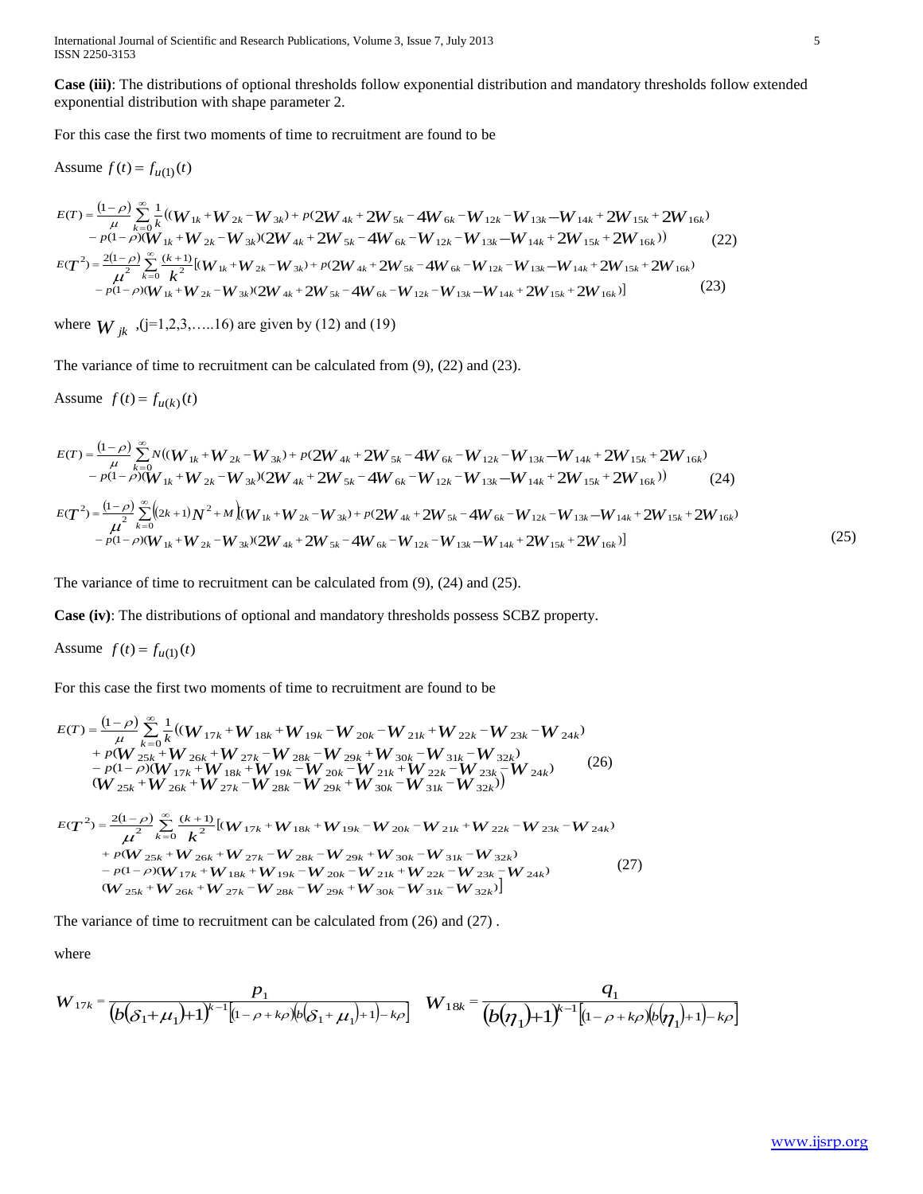**Case (iii)**: The distributions of optional thresholds follow exponential distribution and mandatory thresholds follow extended exponential distribution with shape parameter 2.

For this case the first two moments of time to recruitment are found to be

Assume $f(t) = f_{u(1)}(t)$

$$
\begin{aligned}
E(T) = \frac{(1-\rho)}{\mu}\sum_{k=0}^{\infty}\frac{1}{k}((W_{1k}+W_{2k}-W_{3k}) + p(2W_{4k}+2W_{5k}-4W_{6k}-W_{12k}-W_{13k}-W_{14k}+2W_{15k}+2W_{16k}) \\
- p(1-\rho)(W_{1k}+W_{2k}-W_{3k})(2W_{4k}+2W_{5k}-4W_{6k}-W_{12k}-W_{13k}-W_{14k}+2W_{15k}+2W_{16k})) \qquad (22)
\end{aligned}
$$

$$
\begin{aligned}
E(T^2) = \frac{2(1-\rho)}{\mu^2}\sum_{k=0}^{\infty}\frac{(k+1)}{k^2}[(W_{1k}+W_{2k}-W_{3k}) + p(2W_{4k}+2W_{5k}-4W_{6k}-W_{12k}-W_{13k}-W_{14k}+2W_{15k}+2W_{16k}) \\
- p(1-\rho)(W_{1k}+W_{2k}-W_{3k})(2W_{4k}+2W_{5k}-4W_{6k}-W_{12k}-W_{13k}-W_{14k}+2W_{15k}+2W_{16k})] \qquad (23)
\end{aligned}
$$

where $W_{jk}$ ,(j=1,2,3,…..16) are given by (12) and (19)

The variance of time to recruitment can be calculated from (9), (22) and (23).

Assume $f(t) = f_{u(k)}(t)$

$$
\begin{aligned}
E(T) = \frac{(1-\rho)}{\mu}\sum_{k=0}^{\infty}N((W_{1k}+W_{2k}-W_{3k}) + p(2W_{4k}+2W_{5k}-4W_{6k}-W_{12k}-W_{13k}-W_{14k}+2W_{15k}+2W_{16k}) \\
- p(1-\rho)(W_{1k}+W_{2k}-W_{3k})(2W_{4k}+2W_{5k}-4W_{6k}-W_{12k}-W_{13k}-W_{14k}+2W_{15k}+2W_{16k})) \qquad (24)
\end{aligned}
$$

$$
\begin{aligned}
E(T^2) = \frac{(1-\rho)}{\mu^2}\sum_{k=0}^{\infty}\left((2k+1)N^2+M\right)(W_{1k}+W_{2k}-W_{3k}) + p(2W_{4k}+2W_{5k}-4W_{6k}-W_{12k}-W_{13k}-W_{14k}+2W_{15k}+2W_{16k}) \\
- p(1-\rho)(W_{1k}+W_{2k}-W_{3k})(2W_{4k}+2W_{5k}-4W_{6k}-W_{12k}-W_{13k}-W_{14k}+2W_{15k}+2W_{16k})] \qquad (25)
\end{aligned}
$$

The variance of time to recruitment can be calculated from (9), (24) and (25).

**Case (iv)**: The distributions of optional and mandatory thresholds possess SCBZ property.

Assume $f(t) = f_{u(1)}(t)$

For this case the first two moments of time to recruitment are found to be

$$
\begin{aligned}
E(T) = \frac{(1-\rho)}{\mu}\sum_{k=0}^{\infty}\frac{1}{k}((W_{17k}+W_{18k}+W_{19k}-W_{20k}-W_{21k}+W_{22k}-W_{23k}-W_{24k}) \\
+ p(W_{25k}+W_{26k}+W_{27k}-W_{28k}-W_{29k}+W_{30k}-W_{31k}-W_{32k}) \\
- p(1-\rho)(W_{17k}+W_{18k}+W_{19k}-W_{20k}-W_{21k}+W_{22k}-W_{23k}-W_{24k}) \\
(W_{25k}+W_{26k}+W_{27k}-W_{28k}-W_{29k}+W_{30k}-W_{31k}-W_{32k})) \qquad (26)
\end{aligned}
$$

$$
\begin{aligned}
E(T^2) = \frac{2(1-\rho)}{\mu^2}\sum_{k=0}^{\infty}\frac{(k+1)}{k^2}[(W_{17k}+W_{18k}+W_{19k}-W_{20k}-W_{21k}+W_{22k}-W_{23k}-W_{24k}) \\
+ p(W_{25k}+W_{26k}+W_{27k}-W_{28k}-W_{29k}+W_{30k}-W_{31k}-W_{32k}) \\
- p(1-\rho)(W_{17k}+W_{18k}+W_{19k}-W_{20k}-W_{21k}+W_{22k}-W_{23k}-W_{24k}) \\
(W_{25k}+W_{26k}+W_{27k}-W_{28k}-W_{29k}+W_{30k}-W_{31k}-W_{32k})] \qquad (27)
\end{aligned}
$$

The variance of time to recruitment can be calculated from (26) and (27) .

where

$$
W_{17k} = \frac{p_1}{(b(\delta_1+\mu_1)+1)^{k-1}[(1-\rho+k\rho)(b(\delta_1+\mu_1)+1)-k\rho]} \quad W_{18k} = \frac{q_1}{(b(\eta_1)+1)^{k-1}[(1-\rho+k\rho)(b(\eta_1)+1)-k\rho]}
$$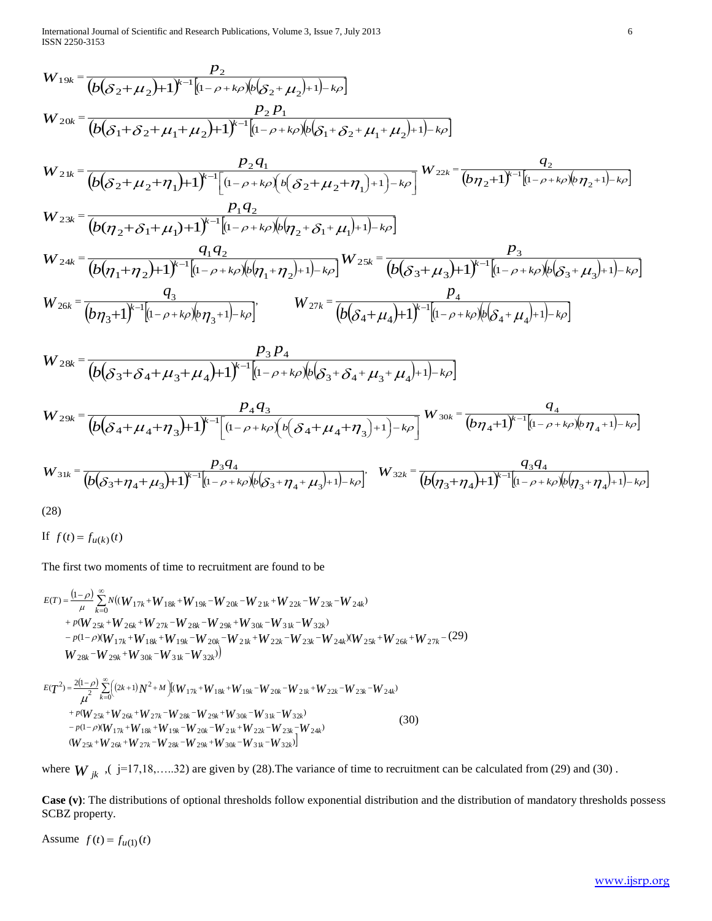$$W_{19k}=\frac{p_2}{\left(b\left(\delta_2+\mu_2\right)+1\right)^{k-1}\left[(1-\rho+k\rho)\left(b\left(\delta_2+\mu_2\right)+1\right)-k\rho\right]}$$

$$W_{20k}=\frac{p_2\,p_1}{\left(b\left(\delta_1+\delta_2+\mu_1+\mu_2\right)+1\right)^{k-1}\left[(1-\rho+k\rho)\left(b\left(\delta_1+\delta_2+\mu_1+\mu_2\right)+1\right)-k\rho\right]}$$

$$W_{21k}=\frac{p_2 q_1}{\left(b\left(\delta_2+\mu_2+\eta_1\right)+1\right)^{k-1}\left[(1-\rho+k\rho)\left(b\left(\delta_2+\mu_2+\eta_1\right)+1\right)-k\rho\right]}\quad W_{22k}=\frac{q_2}{\left(b\eta_2+1\right)^{k-1}\left[(1-\rho+k\rho)\left(b\eta_2+1\right)-k\rho\right]}$$

$$W_{23k}=\frac{p_1 q_2}{\left(b(\eta_2+\delta_1+\mu_1)+1\right)^{k-1}\left[(1-\rho+k\rho)\left(b\left(\eta_2+\delta_1+\mu_1\right)+1\right)-k\rho\right]}$$

$$W_{24k}=\frac{q_1 q_2}{\left(b\left(\eta_1+\eta_2\right)+1\right)^{k-1}\left[(1-\rho+k\rho)\left(b\left(\eta_1+\eta_2\right)+1\right)-k\rho\right]}\quad W_{25k}=\frac{p_3}{\left(b\left(\delta_3+\mu_3\right)+1\right)^{k-1}\left[(1-\rho+k\rho)\left(b\left(\delta_3+\mu_3\right)+1\right)-k\rho\right]}$$

$$W_{26k}=\frac{q_3}{\left(b\eta_3+1\right)^{k-1}\left[(1-\rho+k\rho)\left(b\eta_3+1\right)-k\rho\right]},\qquad W_{27k}=\frac{p_4}{\left(b\left(\delta_4+\mu_4\right)+1\right)^{k-1}\left[(1-\rho+k\rho)\left(b\left(\delta_4+\mu_4\right)+1\right)-k\rho\right]}$$

$$W_{28k}=\frac{p_3\,p_4}{\left(b\left(\delta_3+\delta_4+\mu_3+\mu_4\right)+1\right)^{k-1}\left[(1-\rho+k\rho)\left(b\left(\delta_3+\delta_4+\mu_3+\mu_4\right)+1\right)-k\rho\right]}$$

$$W_{29k}=\frac{p_4 q_3}{\left(b\left(\delta_4+\mu_4+\eta_3\right)+1\right)^{k-1}\left[(1-\rho+k\rho)\left(b\left(\delta_4+\mu_4+\eta_3\right)+1\right)-k\rho\right]}\quad W_{30k}=\frac{q_4}{\left(b\eta_4+1\right)^{k-1}\left[(1-\rho+k\rho)\left(b\eta_4+1\right)-k\rho\right]}$$

$$W_{31k}=\frac{p_3 q_4}{\left(b\left(\delta_3+\eta_4+\mu_3\right)+1\right)^{k-1}\left[(1-\rho+k\rho)\left(b\left(\delta_3+\eta_4+\mu_3\right)+1\right)-k\rho\right]},\quad W_{32k}=\frac{q_3 q_4}{\left(b\left(\eta_3+\eta_4\right)+1\right)^{k-1}\left[(1-\rho+k\rho)\left(b\left(\eta_3+\eta_4\right)+1\right)-k\rho\right]}$$

(28)

If $f(t)=f_{u(k)}(t)$

The first two moments of time to recruitment are found to be

$$\begin{aligned}E(T)=\frac{(1-\rho)}{\mu}\sum_{k=0}^{\infty}N\big(&(W_{17k}+W_{18k}+W_{19k}-W_{20k}-W_{21k}+W_{22k}-W_{23k}-W_{24k})\\&+p(W_{25k}+W_{26k}+W_{27k}-W_{28k}-W_{29k}+W_{30k}-W_{31k}-W_{32k})\\&-p(1-\rho)(W_{17k}+W_{18k}+W_{19k}-W_{20k}-W_{21k}+W_{22k}-W_{23k}-W_{24k})(W_{25k}+W_{26k}+W_{27k}-\\&W_{28k}-W_{29k}+W_{30k}-W_{31k}-W_{32k})\big)\end{aligned}\quad (29)$$

$$\begin{aligned}E(T^2)=\frac{2(1-\rho)}{\mu^2}\sum_{k=0}^{\infty}\Big((2k+1)N^2+M\Big)\big[&(W_{17k}+W_{18k}+W_{19k}-W_{20k}-W_{21k}+W_{22k}-W_{23k}-W_{24k})\\&+p(W_{25k}+W_{26k}+W_{27k}-W_{28k}-W_{29k}+W_{30k}-W_{31k}-W_{32k})\\&-p(1-\rho)(W_{17k}+W_{18k}+W_{19k}-W_{20k}-W_{21k}+W_{22k}-W_{23k}-W_{24k})\\&(W_{25k}+W_{26k}+W_{27k}-W_{28k}-W_{29k}+W_{30k}-W_{31k}-W_{32k})\big]\end{aligned}\quad (30)$$

where $W_{jk}$ ,( j=17,18,…..32) are given by (28).The variance of time to recruitment can be calculated from (29) and (30) .

**Case (v)**: The distributions of optional thresholds follow exponential distribution and the distribution of mandatory thresholds possess SCBZ property.

Assume $f(t)=f_{u(1)}(t)$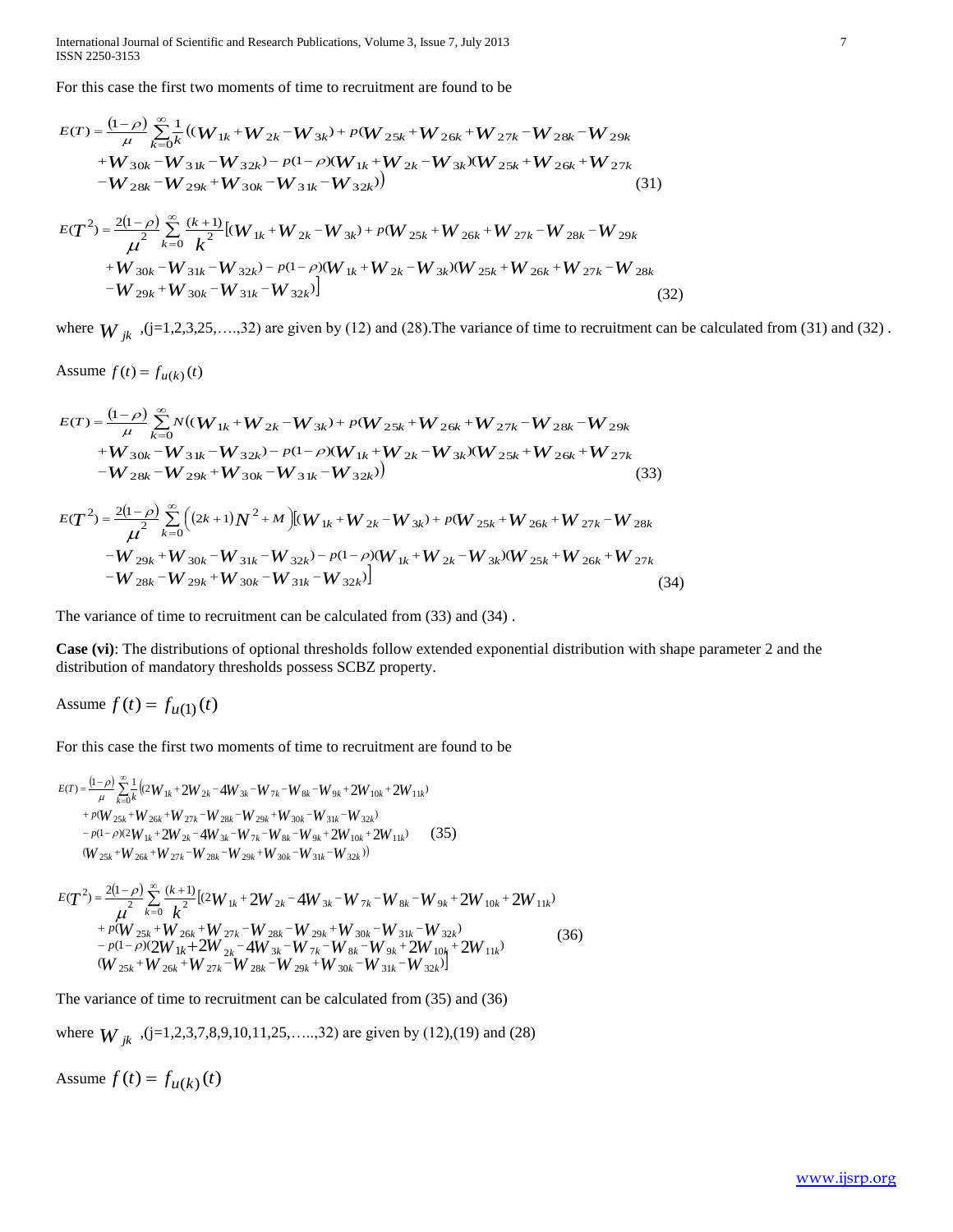For this case the first two moments of time to recruitment are found to be

$$E(T)=\frac{(1-\rho)}{\mu}\sum_{k=0}^{\infty}\frac{1}{k}\big((W_{1k}+W_{2k}-W_{3k})+p(W_{25k}+W_{26k}+W_{27k}-W_{28k}-W_{29k}+W_{30k}-W_{31k}-W_{32k})-p(1-\rho)(W_{1k}+W_{2k}-W_{3k})(W_{25k}+W_{26k}+W_{27k}-W_{28k}-W_{29k}+W_{30k}-W_{31k}-W_{32k})\big) \tag{31}$$

$$E(T^2)=\frac{2(1-\rho)}{\mu^2}\sum_{k=0}^{\infty}\frac{(k+1)}{k^2}\big[(W_{1k}+W_{2k}-W_{3k})+p(W_{25k}+W_{26k}+W_{27k}-W_{28k}-W_{29k}+W_{30k}-W_{31k}-W_{32k})-p(1-\rho)(W_{1k}+W_{2k}-W_{3k})(W_{25k}+W_{26k}+W_{27k}-W_{28k}-W_{29k}+W_{30k}-W_{31k}-W_{32k})\big] \tag{32}$$

where $W_{jk}$ ,(j=1,2,3,25,….,32) are given by (12) and (28).The variance of time to recruitment can be calculated from (31) and (32) .

Assume $f(t)=f_{u(k)}(t)$

$$E(T)=\frac{(1-\rho)}{\mu}\sum_{k=0}^{\infty}N\big((W_{1k}+W_{2k}-W_{3k})+p(W_{25k}+W_{26k}+W_{27k}-W_{28k}-W_{29k}+W_{30k}-W_{31k}-W_{32k})-p(1-\rho)(W_{1k}+W_{2k}-W_{3k})(W_{25k}+W_{26k}+W_{27k}-W_{28k}-W_{29k}+W_{30k}-W_{31k}-W_{32k})\big) \tag{33}$$

$$E(T^2)=\frac{2(1-\rho)}{\mu^2}\sum_{k=0}^{\infty}\Big((2k+1)N^2+M\Big)\big[(W_{1k}+W_{2k}-W_{3k})+p(W_{25k}+W_{26k}+W_{27k}-W_{28k}-W_{29k}+W_{30k}-W_{31k}-W_{32k})-p(1-\rho)(W_{1k}+W_{2k}-W_{3k})(W_{25k}+W_{26k}+W_{27k}-W_{28k}-W_{29k}+W_{30k}-W_{31k}-W_{32k})\big] \tag{34}$$

The variance of time to recruitment can be calculated from (33) and (34) .

**Case (vi)**: The distributions of optional thresholds follow extended exponential distribution with shape parameter 2 and the distribution of mandatory thresholds possess SCBZ property.

Assume $f(t)=f_{u(1)}(t)$

For this case the first two moments of time to recruitment are found to be

$$E(T)=\frac{(1-\rho)}{\mu}\sum_{k=0}^{\infty}\frac{1}{k}\big((2W_{1k}+2W_{2k}-4W_{3k}-W_{7k}-W_{8k}-W_{9k}+2W_{10k}+2W_{11k})+p(W_{25k}+W_{26k}+W_{27k}-W_{28k}-W_{29k}+W_{30k}-W_{31k}-W_{32k})-p(1-\rho)(2W_{1k}+2W_{2k}-4W_{3k}-W_{7k}-W_{8k}-W_{9k}+2W_{10k}+2W_{11k})(W_{25k}+W_{26k}+W_{27k}-W_{28k}-W_{29k}+W_{30k}-W_{31k}-W_{32k})\big) \tag{35}$$

$$E(T^2)=\frac{2(1-\rho)}{\mu^2}\sum_{k=0}^{\infty}\frac{(k+1)}{k^2}\big[(2W_{1k}+2W_{2k}-4W_{3k}-W_{7k}-W_{8k}-W_{9k}+2W_{10k}+2W_{11k})+p(W_{25k}+W_{26k}+W_{27k}-W_{28k}-W_{29k}+W_{30k}-W_{31k}-W_{32k})-p(1-\rho)(2W_{1k}+2W_{2k}-4W_{3k}-W_{7k}-W_{8k}-W_{9k}+2W_{10k}+2W_{11k})(W_{25k}+W_{26k}+W_{27k}-W_{28k}-W_{29k}+W_{30k}-W_{31k}-W_{32k})\big] \tag{36}$$

The variance of time to recruitment can be calculated from (35) and (36)

where $W_{jk}$ ,(j=1,2,3,7,8,9,10,11,25,…..,32) are given by (12),(19) and (28)

Assume $f(t)=f_{u(k)}(t)$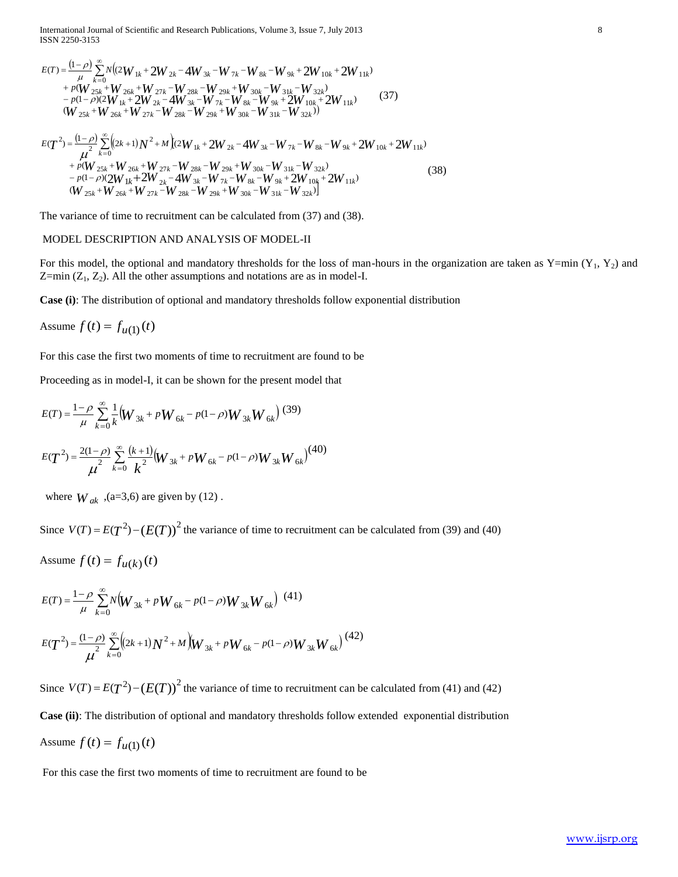$$E(T) = \frac{(1-\rho)}{\mu} \sum_{k=0}^{\infty} N\Big((2W_{1k} + 2W_{2k} - 4W_{3k} - W_{7k} - W_{8k} - W_{9k} + 2W_{10k} + 2W_{11k}) \\ + p(W_{25k} + W_{26k} + W_{27k} - W_{28k} - W_{29k} + W_{30k} - W_{31k} - W_{32k}) \\ - p(1-\rho)(2W_{1k} + 2W_{2k} - 4W_{3k} - W_{7k} - W_{8k} - W_{9k} + 2W_{10k} + 2W_{11k}) \\ (W_{25k} + W_{26k} + W_{27k} - W_{28k} - W_{29k} + W_{30k} - W_{31k} - W_{32k})\Big) \quad (37)$$

$$E(T^2) = \frac{(1-\rho)}{\mu^2} \sum_{k=0}^{\infty} \Big((2k+1)N^2 + M\Big)\Big[(2W_{1k} + 2W_{2k} - 4W_{3k} - W_{7k} - W_{8k} - W_{9k} + 2W_{10k} + 2W_{11k}) \\ + p(W_{25k} + W_{26k} + W_{27k} - W_{28k} - W_{29k} + W_{30k} - W_{31k} - W_{32k}) \\ - p(1-\rho)(2W_{1k} + 2W_{2k} - 4W_{3k} - W_{7k} - W_{8k} - W_{9k} + 2W_{10k} + 2W_{11k}) \\ (W_{25k} + W_{26k} + W_{27k} - W_{28k} - W_{29k} + W_{30k} - W_{31k} - W_{32k})\Big] \quad (38)$$

The variance of time to recruitment can be calculated from (37) and (38).

## MODEL DESCRIPTION AND ANALYSIS OF MODEL-II

For this model, the optional and mandatory thresholds for the loss of man-hours in the organization are taken as Y=min ($Y_1$, $Y_2$) and Z=min ($Z_1$, $Z_2$). All the other assumptions and notations are as in model-I.

**Case (i)**: The distribution of optional and mandatory thresholds follow exponential distribution

Assume $f(t) = f_{u(1)}(t)$

For this case the first two moments of time to recruitment are found to be

Proceeding as in model-I, it can be shown for the present model that

$$E(T) = \frac{1-\rho}{\mu} \sum_{k=0}^{\infty} \frac{1}{k}\Big(W_{3k} + pW_{6k} - p(1-\rho)W_{3k}W_{6k}\Big) \quad (39)$$

$$E(T^2) = \frac{2(1-\rho)}{\mu^2} \sum_{k=0}^{\infty} \frac{(k+1)}{k^2}\Big(W_{3k} + pW_{6k} - p(1-\rho)W_{3k}W_{6k}\Big) \quad (40)$$

where $W_{ak}$ ,(a=3,6) are given by (12) .

Since $V(T) = E(T^2) - (E(T))^2$ the variance of time to recruitment can be calculated from (39) and (40)

Assume $f(t) = f_{u(k)}(t)$

$$E(T) = \frac{1-\rho}{\mu} \sum_{k=0}^{\infty} N\Big(W_{3k} + pW_{6k} - p(1-\rho)W_{3k}W_{6k}\Big) \quad (41)$$

$$E(T^2) = \frac{(1-\rho)}{\mu^2} \sum_{k=0}^{\infty} \Big((2k+1)N^2 + M\Big)\Big(W_{3k} + pW_{6k} - p(1-\rho)W_{3k}W_{6k}\Big) \quad (42)$$

Since $V(T) = E(T^2) - (E(T))^2$ the variance of time to recruitment can be calculated from (41) and (42)

**Case (ii)**: The distribution of optional and mandatory thresholds follow extended exponential distribution

Assume $f(t) = f_{u(1)}(t)$

For this case the first two moments of time to recruitment are found to be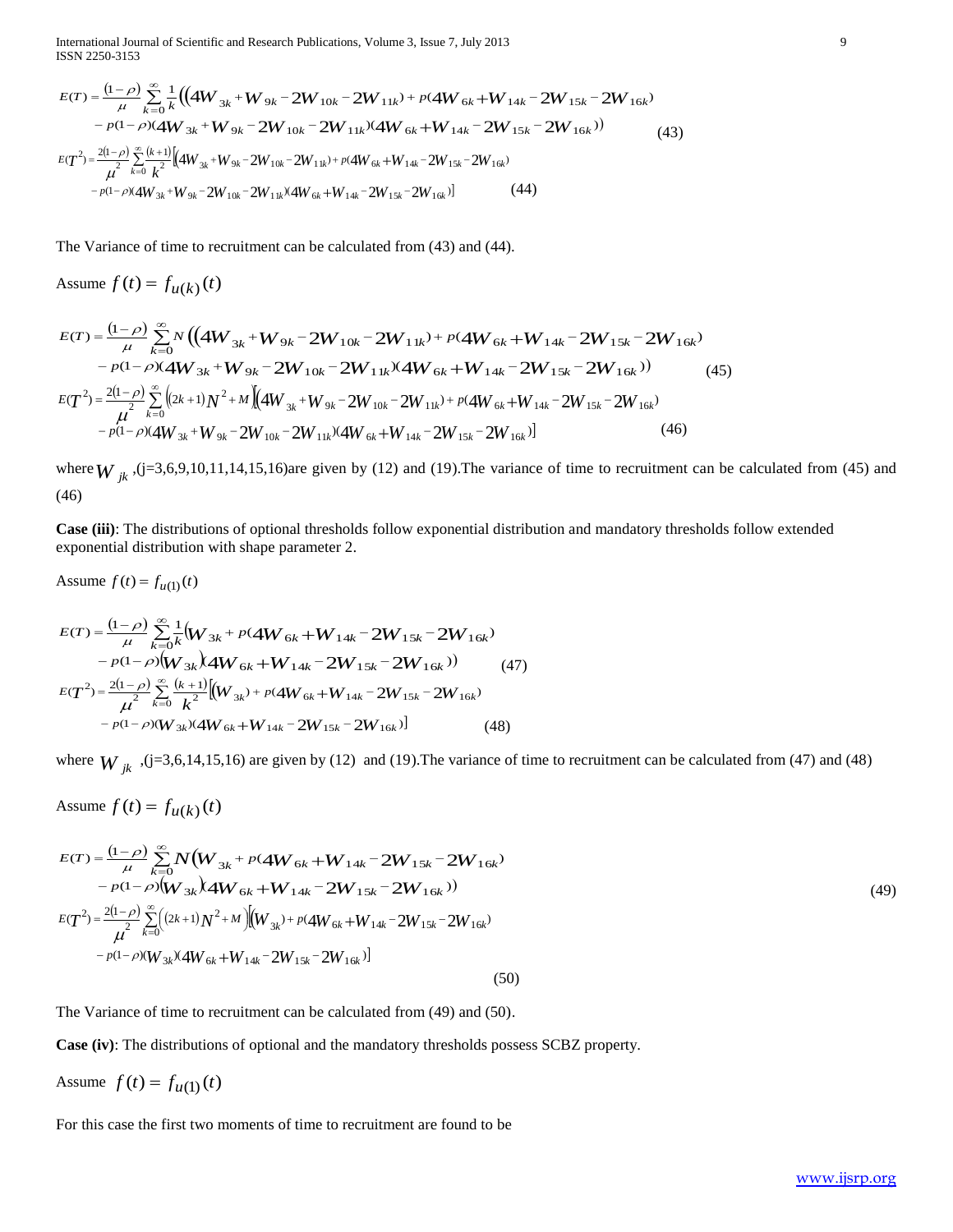$$E(T) = \frac{(1-\rho)}{\mu} \sum_{k=0}^{\infty} \frac{1}{k} \Big( (4W_{3k} + W_{9k} - 2W_{10k} - 2W_{11k}) + p(4W_{6k} + W_{14k} - 2W_{15k} - 2W_{16k})$$
$$- p(1-\rho)(4W_{3k} + W_{9k} - 2W_{10k} - 2W_{11k})(4W_{6k} + W_{14k} - 2W_{15k} - 2W_{16k}) \Big) \tag{43}$$

$$E(T^2) = \frac{2(1-\rho)}{\mu^2} \sum_{k=0}^{\infty} \frac{(k+1)}{k^2} \Big[ (4W_{3k} + W_{9k} - 2W_{10k} - 2W_{11k}) + p(4W_{6k} + W_{14k} - 2W_{15k} - 2W_{16k})$$
$$- p(1-\rho)(4W_{3k} + W_{9k} - 2W_{10k} - 2W_{11k})(4W_{6k} + W_{14k} - 2W_{15k} - 2W_{16k}) \Big] \tag{44}$$

The Variance of time to recruitment can be calculated from (43) and (44).

Assume $f(t) = f_{u(k)}(t)$

$$E(T) = \frac{(1-\rho)}{\mu} \sum_{k=0}^{\infty} N \Big( (4W_{3k} + W_{9k} - 2W_{10k} - 2W_{11k}) + p(4W_{6k} + W_{14k} - 2W_{15k} - 2W_{16k})$$
$$- p(1-\rho)(4W_{3k} + W_{9k} - 2W_{10k} - 2W_{11k})(4W_{6k} + W_{14k} - 2W_{15k} - 2W_{16k}) \Big) \tag{45}$$

$$E(T^2) = \frac{2(1-\rho)}{\mu^2} \sum_{k=0}^{\infty} \Big( (2k+1)N^2 + M \Big) \Big[ (4W_{3k} + W_{9k} - 2W_{10k} - 2W_{11k}) + p(4W_{6k} + W_{14k} - 2W_{15k} - 2W_{16k})$$
$$- p(1-\rho)(4W_{3k} + W_{9k} - 2W_{10k} - 2W_{11k})(4W_{6k} + W_{14k} - 2W_{15k} - 2W_{16k}) \Big] \tag{46}$$

where $W_{jk}$ ,(j=3,6,9,10,11,14,15,16)are given by (12) and (19).The variance of time to recruitment can be calculated from (45) and (46)

**Case (iii)**: The distributions of optional thresholds follow exponential distribution and mandatory thresholds follow extended exponential distribution with shape parameter 2.

Assume $f(t) = f_{u(1)}(t)$

$$E(T) = \frac{(1-\rho)}{\mu} \sum_{k=0}^{\infty} \frac{1}{k} \Big( W_{3k} + p(4W_{6k} + W_{14k} - 2W_{15k} - 2W_{16k})$$
$$- p(1-\rho)(W_{3k})(4W_{6k} + W_{14k} - 2W_{15k} - 2W_{16k}) \Big) \tag{47}$$

$$E(T^2) = \frac{2(1-\rho)}{\mu^2} \sum_{k=0}^{\infty} \frac{(k+1)}{k^2} \Big[ (W_{3k}) + p(4W_{6k} + W_{14k} - 2W_{15k} - 2W_{16k})$$
$$- p(1-\rho)(W_{3k})(4W_{6k} + W_{14k} - 2W_{15k} - 2W_{16k}) \Big] \tag{48}$$

where $W_{jk}$ ,(j=3,6,14,15,16) are given by (12) and (19).The variance of time to recruitment can be calculated from (47) and (48)

Assume $f(t) = f_{u(k)}(t)$

$$E(T) = \frac{(1-\rho)}{\mu} \sum_{k=0}^{\infty} N \Big( W_{3k} + p(4W_{6k} + W_{14k} - 2W_{15k} - 2W_{16k})$$
$$- p(1-\rho)(W_{3k})(4W_{6k} + W_{14k} - 2W_{15k} - 2W_{16k}) \Big) \tag{49}$$

$$E(T^2) = \frac{2(1-\rho)}{\mu^2} \sum_{k=0}^{\infty} \Big( (2k+1)N^2 + M \Big) \Big[ (W_{3k}) + p(4W_{6k} + W_{14k} - 2W_{15k} - 2W_{16k})$$
$$- p(1-\rho)(W_{3k})(4W_{6k} + W_{14k} - 2W_{15k} - 2W_{16k}) \Big] \tag{50}$$

The Variance of time to recruitment can be calculated from (49) and (50).

**Case (iv)**: The distributions of optional and the mandatory thresholds possess SCBZ property.

Assume $f(t) = f_{u(1)}(t)$

For this case the first two moments of time to recruitment are found to be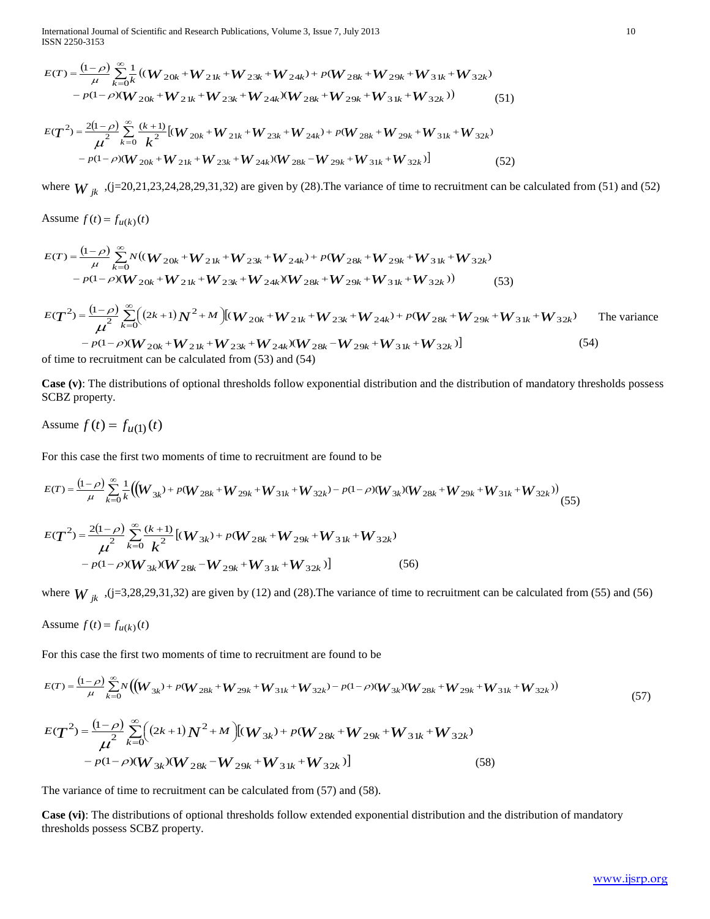$$E(T) = \frac{(1-\rho)}{\mu}\sum_{k=0}^{\infty}\frac{1}{k}((W_{20k}+W_{21k}+W_{23k}+W_{24k})+p(W_{28k}+W_{29k}+W_{31k}+W_{32k})$$
$$-p(1-\rho)(W_{20k}+W_{21k}+W_{23k}+W_{24k})(W_{28k}+W_{29k}+W_{31k}+W_{32k})) \tag{51}$$

$$E(T^2) = \frac{2(1-\rho)}{\mu^2}\sum_{k=0}^{\infty}\frac{(k+1)}{k^2}[(W_{20k}+W_{21k}+W_{23k}+W_{24k})+p(W_{28k}+W_{29k}+W_{31k}+W_{32k})$$
$$-p(1-\rho)(W_{20k}+W_{21k}+W_{23k}+W_{24k})(W_{28k}-W_{29k}+W_{31k}+W_{32k})] \tag{52}$$

where $W_{jk}$ ,(j=20,21,23,24,28,29,31,32) are given by (28).The variance of time to recruitment can be calculated from (51) and (52)

Assume $f(t) = f_{u(k)}(t)$

$$E(T) = \frac{(1-\rho)}{\mu}\sum_{k=0}^{\infty}N((W_{20k}+W_{21k}+W_{23k}+W_{24k})+p(W_{28k}+W_{29k}+W_{31k}+W_{32k})$$
$$-p(1-\rho)(W_{20k}+W_{21k}+W_{23k}+W_{24k})(W_{28k}+W_{29k}+W_{31k}+W_{32k})) \tag{53}$$

$$E(T^2) = \frac{(1-\rho)}{\mu^2}\sum_{k=0}^{\infty}\Big((2k+1)N^2+M\Big)[(W_{20k}+W_{21k}+W_{23k}+W_{24k})+p(W_{28k}+W_{29k}+W_{31k}+W_{32k})$$
$$-p(1-\rho)(W_{20k}+W_{21k}+W_{23k}+W_{24k})(W_{28k}-W_{29k}+W_{31k}+W_{32k})] \tag{54}$$

The variance of time to recruitment can be calculated from (53) and (54)

**Case (v)**: The distributions of optional thresholds follow exponential distribution and the distribution of mandatory thresholds possess SCBZ property.

Assume $f(t) = f_{u(1)}(t)$

For this case the first two moments of time to recruitment are found to be

$$E(T) = \frac{(1-\rho)}{\mu}\sum_{k=0}^{\infty}\frac{1}{k}\Big((W_{3k})+p(W_{28k}+W_{29k}+W_{31k}+W_{32k})-p(1-\rho)(W_{3k})(W_{28k}+W_{29k}+W_{31k}+W_{32k})\Big) \tag{55}$$

$$E(T^2) = \frac{2(1-\rho)}{\mu^2}\sum_{k=0}^{\infty}\frac{(k+1)}{k^2}[(W_{3k})+p(W_{28k}+W_{29k}+W_{31k}+W_{32k})$$
$$-p(1-\rho)(W_{3k})(W_{28k}-W_{29k}+W_{31k}+W_{32k})] \tag{56}$$

where $W_{jk}$ ,(j=3,28,29,31,32) are given by (12) and (28).The variance of time to recruitment can be calculated from (55) and (56)

Assume $f(t) = f_{u(k)}(t)$

For this case the first two moments of time to recruitment are found to be

$$E(T) = \frac{(1-\rho)}{\mu}\sum_{k=0}^{\infty}N\Big((W_{3k})+p(W_{28k}+W_{29k}+W_{31k}+W_{32k})-p(1-\rho)(W_{3k})(W_{28k}+W_{29k}+W_{31k}+W_{32k})\Big) \tag{57}$$

$$E(T^2) = \frac{(1-\rho)}{\mu^2}\sum_{k=0}^{\infty}\Big((2k+1)N^2+M\Big)[(W_{3k})+p(W_{28k}+W_{29k}+W_{31k}+W_{32k})$$
$$-p(1-\rho)(W_{3k})(W_{28k}-W_{29k}+W_{31k}+W_{32k})] \tag{58}$$

The variance of time to recruitment can be calculated from (57) and (58).

**Case (vi)**: The distributions of optional thresholds follow extended exponential distribution and the distribution of mandatory thresholds possess SCBZ property.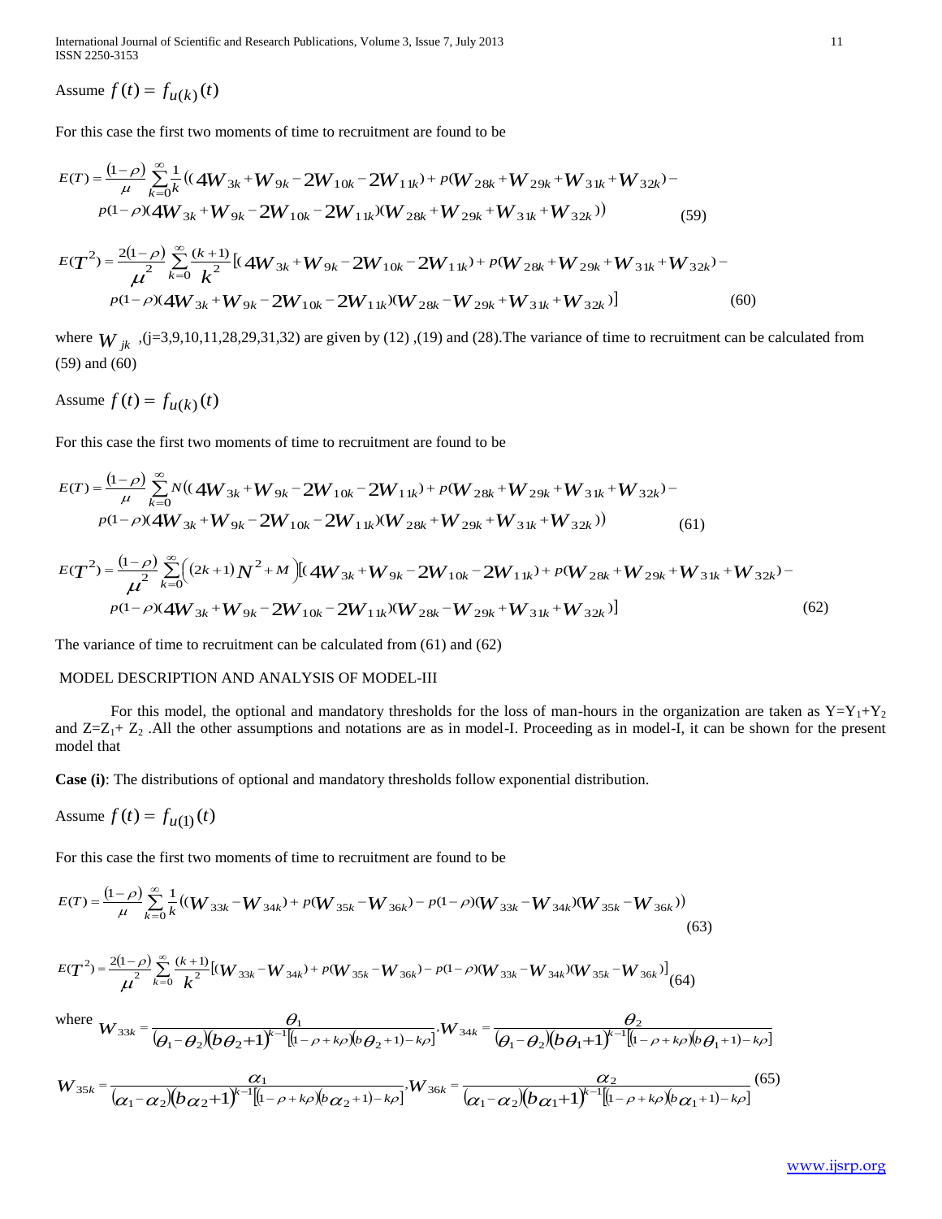Assume $f(t) = f_{u(k)}(t)$

For this case the first two moments of time to recruitment are found to be

$$E(T) = \frac{(1-\rho)}{\mu} \sum_{k=0}^{\infty} \frac{1}{k} ((4W_{3k} + W_{9k} - 2W_{10k} - 2W_{11k}) + p(W_{28k} + W_{29k} + W_{31k} + W_{32k}) - p(1-\rho)(4W_{3k} + W_{9k} - 2W_{10k} - 2W_{11k})(W_{28k} + W_{29k} + W_{31k} + W_{32k})) \tag{59}$$

$$E(T^2) = \frac{2(1-\rho)}{\mu^2} \sum_{k=0}^{\infty} \frac{(k+1)}{k^2} [(4W_{3k} + W_{9k} - 2W_{10k} - 2W_{11k}) + p(W_{28k} + W_{29k} + W_{31k} + W_{32k}) - p(1-\rho)(4W_{3k} + W_{9k} - 2W_{10k} - 2W_{11k})(W_{28k} - W_{29k} + W_{31k} + W_{32k})] \tag{60}$$

where $W_{jk}$ ,(j=3,9,10,11,28,29,31,32) are given by (12) ,(19) and (28).The variance of time to recruitment can be calculated from (59) and (60)

Assume $f(t) = f_{u(k)}(t)$

For this case the first two moments of time to recruitment are found to be

$$E(T) = \frac{(1-\rho)}{\mu} \sum_{k=0}^{\infty} N((4W_{3k} + W_{9k} - 2W_{10k} - 2W_{11k}) + p(W_{28k} + W_{29k} + W_{31k} + W_{32k}) - p(1-\rho)(4W_{3k} + W_{9k} - 2W_{10k} - 2W_{11k})(W_{28k} + W_{29k} + W_{31k} + W_{32k})) \tag{61}$$

$$E(T^2) = \frac{(1-\rho)}{\mu^2} \sum_{k=0}^{\infty} \Big((2k+1)N^2 + M\Big) [(4W_{3k} + W_{9k} - 2W_{10k} - 2W_{11k}) + p(W_{28k} + W_{29k} + W_{31k} + W_{32k}) - p(1-\rho)(4W_{3k} + W_{9k} - 2W_{10k} - 2W_{11k})(W_{28k} - W_{29k} + W_{31k} + W_{32k})] \tag{62}$$

The variance of time to recruitment can be calculated from (61) and (62)

## MODEL DESCRIPTION AND ANALYSIS OF MODEL-III

For this model, the optional and mandatory thresholds for the loss of man-hours in the organization are taken as $Y=Y_1+Y_2$ and $Z=Z_1+Z_2$ .All the other assumptions and notations are as in model-I. Proceeding as in model-I, it can be shown for the present model that

**Case (i)**: The distributions of optional and mandatory thresholds follow exponential distribution.

Assume $f(t) = f_{u(1)}(t)$

For this case the first two moments of time to recruitment are found to be

$$E(T) = \frac{(1-\rho)}{\mu} \sum_{k=0}^{\infty} \frac{1}{k} ((W_{33k} - W_{34k}) + p(W_{35k} - W_{36k}) - p(1-\rho)(W_{33k} - W_{34k})(W_{35k} - W_{36k})) \tag{63}$$

$$E(T^2) = \frac{2(1-\rho)}{\mu^2} \sum_{k=0}^{\infty} \frac{(k+1)}{k^2} [(W_{33k} - W_{34k}) + p(W_{35k} - W_{36k}) - p(1-\rho)(W_{33k} - W_{34k})(W_{35k} - W_{36k})] \tag{64}$$

where
$$W_{33k} = \frac{\theta_1}{(\theta_1-\theta_2)(b\theta_2+1)^{k-1}[(1-\rho+k\rho)(b\theta_2+1)-k\rho]}, W_{34k} = \frac{\theta_2}{(\theta_1-\theta_2)(b\theta_1+1)^{k-1}[(1-\rho+k\rho)(b\theta_1+1)-k\rho]}$$

$$W_{35k} = \frac{\alpha_1}{(\alpha_1-\alpha_2)(b\alpha_2+1)^{k-1}[(1-\rho+k\rho)(b\alpha_2+1)-k\rho]}, W_{36k} = \frac{\alpha_2}{(\alpha_1-\alpha_2)(b\alpha_1+1)^{k-1}[(1-\rho+k\rho)(b\alpha_1+1)-k\rho]} \tag{65}$$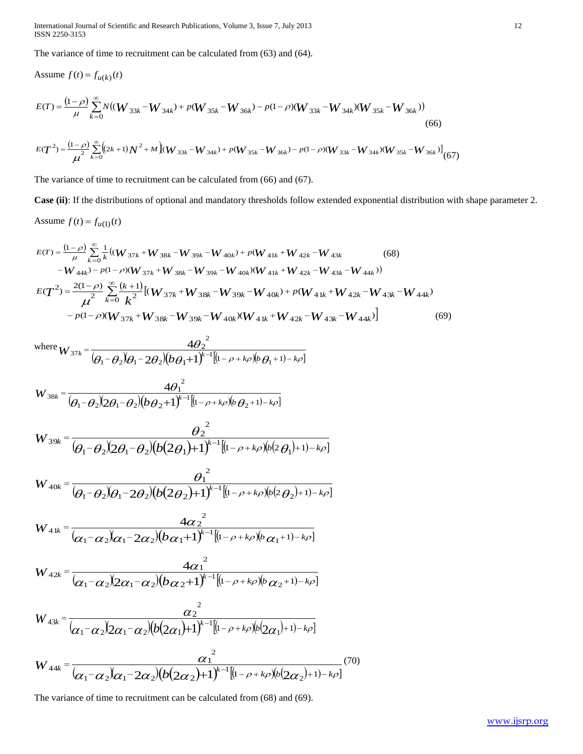The variance of time to recruitment can be calculated from (63) and (64).

Assume $f(t) = f_{u(k)}(t)$

$$E(T) = \frac{(1-\rho)}{\mu} \sum_{k=0}^{\infty} N((W_{33k} - W_{34k}) + p(W_{35k} - W_{36k}) - p(1-\rho)(W_{33k} - W_{34k})(W_{35k} - W_{36k})) \tag{66}$$

$$E(T^2) = \frac{(1-\rho)}{\mu^2} \sum_{k=0}^{\infty} \left((2k+1)N^2 + M\right)\left[(W_{33k} - W_{34k}) + p(W_{35k} - W_{36k}) - p(1-\rho)(W_{33k} - W_{34k})(W_{35k} - W_{36k})\right] \tag{67}$$

The variance of time to recruitment can be calculated from (66) and (67).

**Case (ii)**: If the distributions of optional and mandatory thresholds follow extended exponential distribution with shape parameter 2.

Assume $f(t) = f_{u(1)}(t)$

$$E(T) = \frac{(1-\rho)}{\mu} \sum_{k=0}^{\infty} \frac{1}{k}((W_{37k} + W_{38k} - W_{39k} - W_{40k}) + p(W_{41k} + W_{42k} - W_{43k} - W_{44k}) - p(1-\rho)(W_{37k} + W_{38k} - W_{39k} - W_{40k})(W_{41k} + W_{42k} - W_{43k} - W_{44k})) \tag{68}$$

$$E(T^2) = \frac{2(1-\rho)}{\mu^2} \sum_{k=0}^{\infty} \frac{(k+1)}{k^2}\left[(W_{37k} + W_{38k} - W_{39k} - W_{40k}) + p(W_{41k} + W_{42k} - W_{43k} - W_{44k}) - p(1-\rho)(W_{37k} + W_{38k} - W_{39k} - W_{40k})(W_{41k} + W_{42k} - W_{43k} - W_{44k})\right] \tag{69}$$

where
$$W_{37k} = \frac{4\theta_2^{\,2}}{(\theta_1 - \theta_2)(\theta_1 - 2\theta_2)(b\theta_1 + 1)^{k-1}\left[(1-\rho+k\rho)(b\,\theta_1 + 1) - k\rho\right]}$$

$$W_{38k} = \frac{4\theta_1^{\,2}}{(\theta_1 - \theta_2)(2\theta_1 - \theta_2)(b\theta_2 + 1)^{k-1}\left[(1-\rho+k\rho)(b\,\theta_2 + 1) - k\rho\right]}$$

$$W_{39k} = \frac{\theta_2^{\,2}}{(\theta_1 - \theta_2)(2\theta_1 - \theta_2)(b(2\theta_1) + 1)^{k-1}\left[(1-\rho+k\rho)(b(2\,\theta_1) + 1) - k\rho\right]}$$

$$W_{40k} = \frac{\theta_1^{\,2}}{(\theta_1 - \theta_2)(\theta_1 - 2\theta_2)(b(2\theta_2) + 1)^{k-1}\left[(1-\rho+k\rho)(b(2\,\theta_2) + 1) - k\rho\right]}$$

$$W_{41k} = \frac{4\alpha_2^{\,2}}{(\alpha_1 - \alpha_2)(\alpha_1 - 2\alpha_2)(b\alpha_1 + 1)^{k-1}\left[(1-\rho+k\rho)(b\,\alpha_1 + 1) - k\rho\right]}$$

$$W_{42k} = \frac{4\alpha_1^{\,2}}{(\alpha_1 - \alpha_2)(2\alpha_1 - \alpha_2)(b\alpha_2 + 1)^{k-1}\left[(1-\rho+k\rho)(b\,\alpha_2 + 1) - k\rho\right]}$$

$$W_{43k} = \frac{\alpha_2^{\,2}}{(\alpha_1 - \alpha_2)(2\alpha_1 - \alpha_2)(b(2\alpha_1) + 1)^{k-1}\left[(1-\rho+k\rho)(b(2\alpha_1) + 1) - k\rho\right]}$$

$$W_{44k} = \frac{\alpha_1^{\,2}}{(\alpha_1 - \alpha_2)(\alpha_1 - 2\alpha_2)(b(2\alpha_2) + 1)^{k-1}\left[(1-\rho+k\rho)(b(2\alpha_2) + 1) - k\rho\right]} \tag{70}$$

The variance of time to recruitment can be calculated from (68) and (69).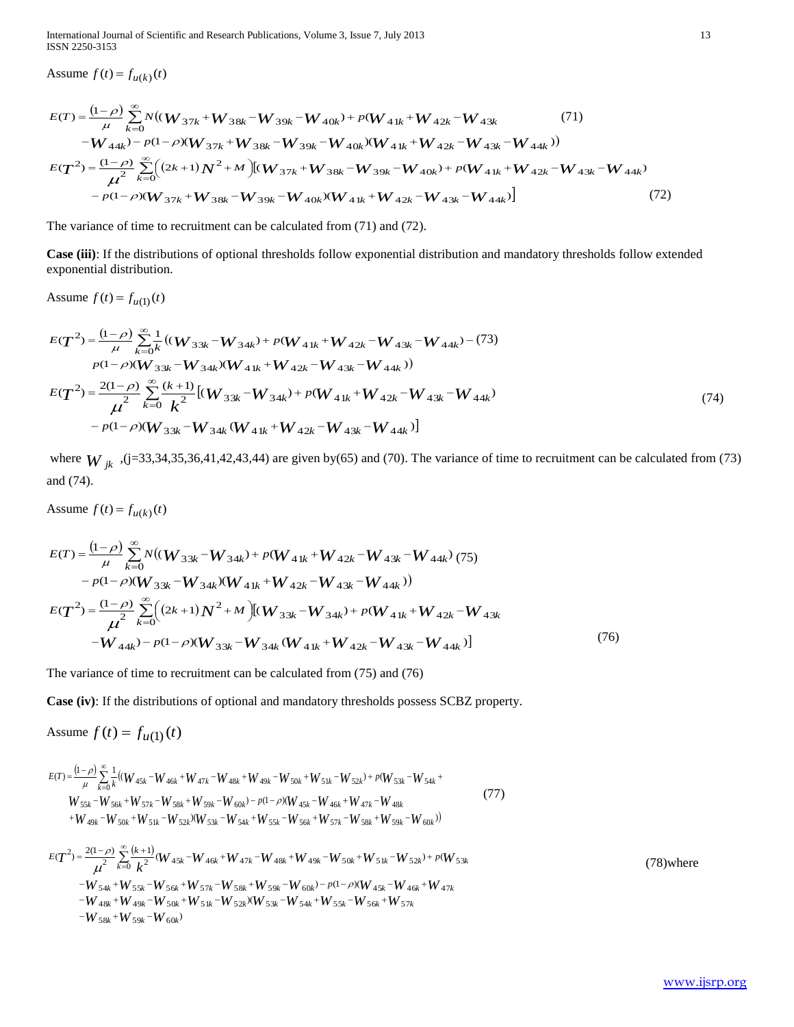Assume $f(t) = f_{u(k)}(t)$

$$E(T) = \frac{(1-\rho)}{\mu} \sum_{k=0}^{\infty} N((W_{37k} + W_{38k} - W_{39k} - W_{40k}) + p(W_{41k} + W_{42k} - W_{43k} \tag{71}$$
$$- W_{44k}) - p(1-\rho)(W_{37k} + W_{38k} - W_{39k} - W_{40k})(W_{41k} + W_{42k} - W_{43k} - W_{44k}))$$

$$E(T^2) = \frac{(1-\rho)}{\mu^2} \sum_{k=0}^{\infty} \left((2k+1)N^2 + M\right)[(W_{37k} + W_{38k} - W_{39k} - W_{40k}) + p(W_{41k} + W_{42k} - W_{43k} - W_{44k})$$
$$- p(1-\rho)(W_{37k} + W_{38k} - W_{39k} - W_{40k})(W_{41k} + W_{42k} - W_{43k} - W_{44k})] \tag{72}$$

The variance of time to recruitment can be calculated from (71) and (72).

**Case (iii)**: If the distributions of optional thresholds follow exponential distribution and mandatory thresholds follow extended exponential distribution.

Assume $f(t) = f_{u(1)}(t)$

$$E(T^2) = \frac{(1-\rho)}{\mu} \sum_{k=0}^{\infty} \frac{1}{k}((W_{33k} - W_{34k}) + p(W_{41k} + W_{42k} - W_{43k} - W_{44k}) - \tag{73}$$
$$p(1-\rho)(W_{33k} - W_{34k})(W_{41k} + W_{42k} - W_{43k} - W_{44k}))$$

$$E(T^2) = \frac{2(1-\rho)}{\mu^2} \sum_{k=0}^{\infty} \frac{(k+1)}{k^2}[(W_{33k} - W_{34k}) + p(W_{41k} + W_{42k} - W_{43k} - W_{44k})$$
$$- p(1-\rho)(W_{33k} - W_{34k}(W_{41k} + W_{42k} - W_{43k} - W_{44k})] \tag{74}$$

where $W_{jk}$ ,(j=33,34,35,36,41,42,43,44) are given by(65) and (70). The variance of time to recruitment can be calculated from (73) and (74).

Assume $f(t) = f_{u(k)}(t)$

$$E(T) = \frac{(1-\rho)}{\mu} \sum_{k=0}^{\infty} N((W_{33k} - W_{34k}) + p(W_{41k} + W_{42k} - W_{43k} - W_{44k}) \tag{75}$$
$$- p(1-\rho)(W_{33k} - W_{34k})(W_{41k} + W_{42k} - W_{43k} - W_{44k}))$$

$$E(T^2) = \frac{(1-\rho)}{\mu^2} \sum_{k=0}^{\infty} \left((2k+1)N^2 + M\right)[(W_{33k} - W_{34k}) + p(W_{41k} + W_{42k} - W_{43k}$$
$$- W_{44k}) - p(1-\rho)(W_{33k} - W_{34k}(W_{41k} + W_{42k} - W_{43k} - W_{44k})] \tag{76}$$

The variance of time to recruitment can be calculated from (75) and (76)

**Case (iv)**: If the distributions of optional and mandatory thresholds possess SCBZ property.

Assume $f(t) = f_{u(1)}(t)$

$$E(T) = \frac{(1-\rho)}{\mu} \sum_{k=0}^{\infty} \frac{1}{k}((W_{45k} - W_{46k} + W_{47k} - W_{48k} + W_{49k} - W_{50k} + W_{51k} - W_{52k}) + p(W_{53k} - W_{54k} +$$
$$W_{55k} - W_{56k} + W_{57k} - W_{58k} + W_{59k} - W_{60k}) - p(1-\rho)(W_{45k} - W_{46k} + W_{47k} - W_{48k} \tag{77}$$
$$+ W_{49k} - W_{50k} + W_{51k} - W_{52k})(W_{53k} - W_{54k} + W_{55k} - W_{56k} + W_{57k} - W_{58k} + W_{59k} - W_{60k}))$$

$$E(T^2) = \frac{2(1-\rho)}{\mu^2} \sum_{k=0}^{\infty} \frac{(k+1)}{k^2}(W_{45k} - W_{46k} + W_{47k} - W_{48k} + W_{49k} - W_{50k} + W_{51k} - W_{52k}) + p(W_{53k}$$
$$- W_{54k} + W_{55k} - W_{56k} + W_{57k} - W_{58k} + W_{59k} - W_{60k}) - p(1-\rho)(W_{45k} - W_{46k} + W_{47k}$$
$$- W_{48k} + W_{49k} - W_{50k} + W_{51k} - W_{52k})(W_{53k} - W_{54k} + W_{55k} - W_{56k} + W_{57k}$$
$$- W_{58k} + W_{59k} - W_{60k}) \tag{78}$$

where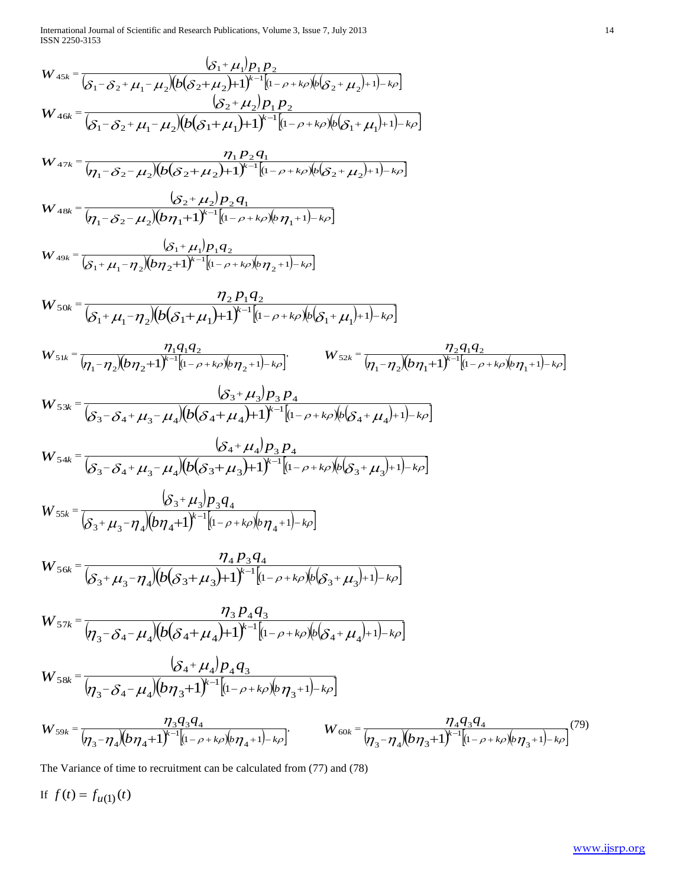$$W_{45k} = \frac{(\delta_1 + \mu_1) p_1 p_2}{(\delta_1 - \delta_2 + \mu_1 - \mu_2)(b(\delta_2 + \mu_2) + 1)^{k-1}[(1 - \rho + k\rho)(b(\delta_2 + \mu_2) + 1) - k\rho]}$$

$$W_{46k} = \frac{(\delta_2 + \mu_2) p_1 p_2}{(\delta_1 - \delta_2 + \mu_1 - \mu_2)(b(\delta_1 + \mu_1) + 1)^{k-1}[(1 - \rho + k\rho)(b(\delta_1 + \mu_1) + 1) - k\rho]}$$

$$W_{47k} = \frac{\eta_1 p_2 q_1}{(\eta_1 - \delta_2 - \mu_2)(b(\delta_2 + \mu_2) + 1)^{k-1}[(1 - \rho + k\rho)(b(\delta_2 + \mu_2) + 1) - k\rho]}$$

$$W_{48k} = \frac{(\delta_2 + \mu_2) p_2 q_1}{(\eta_1 - \delta_2 - \mu_2)(b\eta_1 + 1)^{k-1}[(1 - \rho + k\rho)(b\eta_1 + 1) - k\rho]}$$

$$W_{49k} = \frac{(\delta_1 + \mu_1) p_1 q_2}{(\delta_1 + \mu_1 - \eta_2)(b\eta_2 + 1)^{k-1}[(1 - \rho + k\rho)(b\eta_2 + 1) - k\rho]}$$

$$W_{50k} = \frac{\eta_2 p_1 q_2}{(\delta_1 + \mu_1 - \eta_2)(b(\delta_1 + \mu_1) + 1)^{k-1}[(1 - \rho + k\rho)(b(\delta_1 + \mu_1) + 1) - k\rho]}$$

$$W_{51k} = \frac{\eta_1 q_1 q_2}{(\eta_1 - \eta_2)(b\eta_2 + 1)^{k-1}[(1 - \rho + k\rho)(b\eta_2 + 1) - k\rho]}, \qquad W_{52k} = \frac{\eta_2 q_1 q_2}{(\eta_1 - \eta_2)(b\eta_1 + 1)^{k-1}[(1 - \rho + k\rho)(b\eta_1 + 1) - k\rho]}$$

$$W_{53k} = \frac{(\delta_3 + \mu_3) p_3 p_4}{(\delta_3 - \delta_4 + \mu_3 - \mu_4)(b(\delta_4 + \mu_4) + 1)^{k-1}[(1 - \rho + k\rho)(b(\delta_4 + \mu_4) + 1) - k\rho]}$$

$$W_{54k} = \frac{(\delta_4 + \mu_4) p_3 p_4}{(\delta_3 - \delta_4 + \mu_3 - \mu_4)(b(\delta_3 + \mu_3) + 1)^{k-1}[(1 - \rho + k\rho)(b(\delta_3 + \mu_3) + 1) - k\rho]}$$

$$W_{55k} = \frac{(\delta_3 + \mu_3) p_3 q_4}{(\delta_3 + \mu_3 - \eta_4)(b\eta_4 + 1)^{k-1}[(1 - \rho + k\rho)(b\eta_4 + 1) - k\rho]}$$

$$W_{56k} = \frac{\eta_4 p_3 q_4}{(\delta_3 + \mu_3 - \eta_4)(b(\delta_3 + \mu_3) + 1)^{k-1}[(1 - \rho + k\rho)(b(\delta_3 + \mu_3) + 1) - k\rho]}$$

$$W_{57k} = \frac{\eta_3 p_4 q_3}{(\eta_3 - \delta_4 - \mu_4)(b(\delta_4 + \mu_4) + 1)^{k-1}[(1 - \rho + k\rho)(b(\delta_4 + \mu_4) + 1) - k\rho]}$$

$$W_{58k} = \frac{(\delta_4 + \mu_4) p_4 q_3}{(\eta_3 - \delta_4 - \mu_4)(b\eta_3 + 1)^{k-1}[(1 - \rho + k\rho)(b\eta_3 + 1) - k\rho]}$$

$$W_{59k} = \frac{\eta_3 q_3 q_4}{(\eta_3 - \eta_4)(b\eta_4 + 1)^{k-1}[(1 - \rho + k\rho)(b\eta_4 + 1) - k\rho]}, \qquad W_{60k} = \frac{\eta_4 q_3 q_4}{(\eta_3 - \eta_4)(b\eta_3 + 1)^{k-1}[(1 - \rho + k\rho)(b\eta_3 + 1) - k\rho]} \quad (79)$$

The Variance of time to recruitment can be calculated from (77) and (78)

If $f(t) = f_{u(1)}(t)$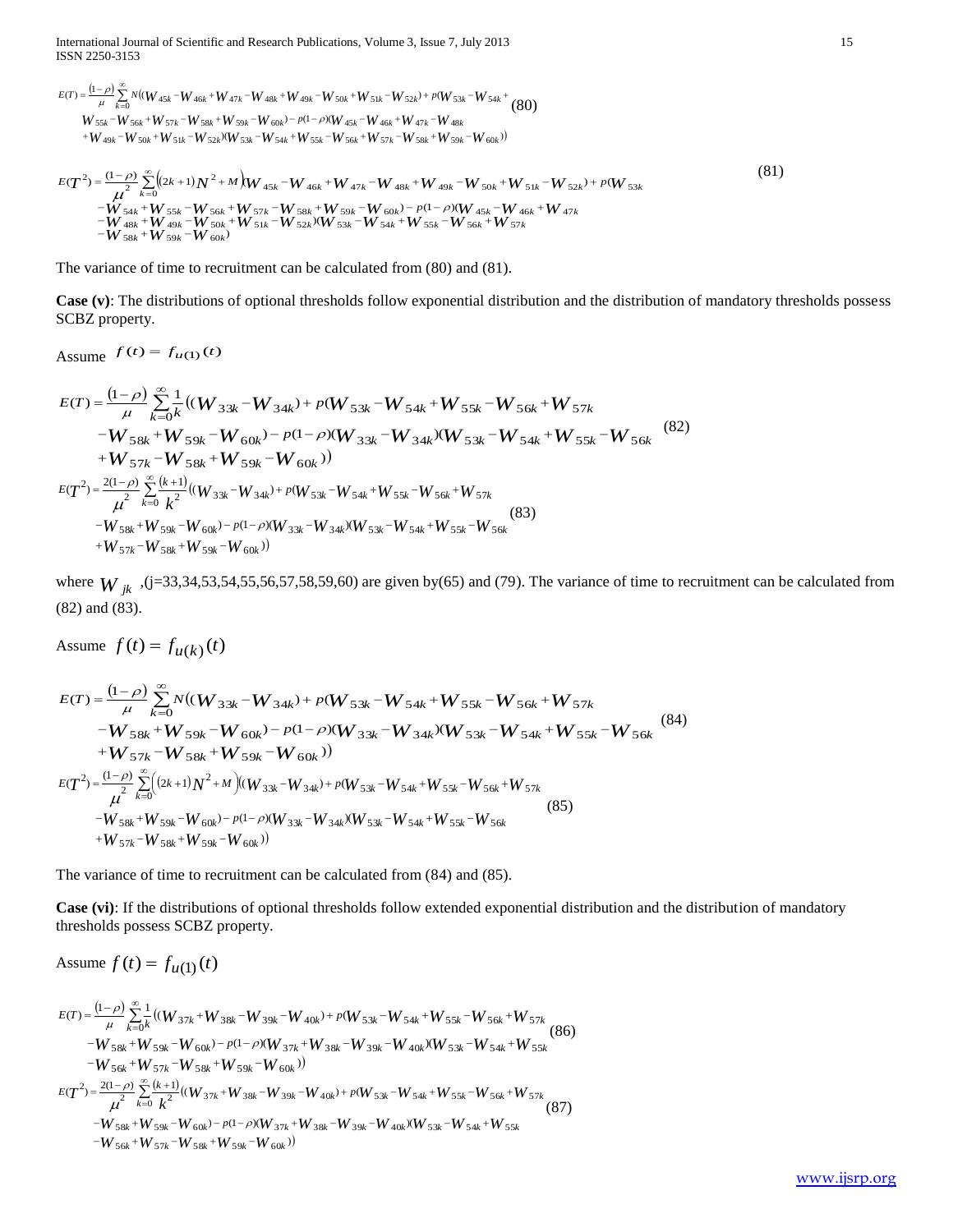$$E(T) = \frac{(1-\rho)}{\mu} \sum_{k=0}^{\infty} N((W_{45k} - W_{46k} + W_{47k} - W_{48k} + W_{49k} - W_{50k} + W_{51k} - W_{52k}) + p(W_{53k} - W_{54k} + W_{55k} - W_{56k} + W_{57k} - W_{58k} + W_{59k} - W_{60k}) - p(1-\rho)(W_{45k} - W_{46k} + W_{47k} - W_{48k} + W_{49k} - W_{50k} + W_{51k} - W_{52k})(W_{53k} - W_{54k} + W_{55k} - W_{56k} + W_{57k} - W_{58k} + W_{59k} - W_{60k})) \tag{80}$$

$$E(T^2) = \frac{(1-\rho)}{\mu^2} \sum_{k=0}^{\infty} \left((2k+1)N^2 + M\right)(W_{45k} - W_{46k} + W_{47k} - W_{48k} + W_{49k} - W_{50k} + W_{51k} - W_{52k}) + p(W_{53k} - W_{54k} + W_{55k} - W_{56k} + W_{57k} - W_{58k} + W_{59k} - W_{60k}) - p(1-\rho)(W_{45k} - W_{46k} + W_{47k} - W_{48k} + W_{49k} - W_{50k} + W_{51k} - W_{52k})(W_{53k} - W_{54k} + W_{55k} - W_{56k} + W_{57k} - W_{58k} + W_{59k} - W_{60k}) \tag{81}$$

The variance of time to recruitment can be calculated from (80) and (81).

**Case (v)**: The distributions of optional thresholds follow exponential distribution and the distribution of mandatory thresholds possess SCBZ property.

Assume $f(t) = f_{u(1)}(t)$

$$E(T) = \frac{(1-\rho)}{\mu} \sum_{k=0}^{\infty} \frac{1}{k}((W_{33k} - W_{34k}) + p(W_{53k} - W_{54k} + W_{55k} - W_{56k} + W_{57k} - W_{58k} + W_{59k} - W_{60k}) - p(1-\rho)(W_{33k} - W_{34k})(W_{53k} - W_{54k} + W_{55k} - W_{56k} + W_{57k} - W_{58k} + W_{59k} - W_{60k})) \tag{82}$$

$$E(T^2) = \frac{2(1-\rho)}{\mu^2} \sum_{k=0}^{\infty} \frac{(k+1)}{k^2}((W_{33k} - W_{34k}) + p(W_{53k} - W_{54k} + W_{55k} - W_{56k} + W_{57k} - W_{58k} + W_{59k} - W_{60k}) - p(1-\rho)(W_{33k} - W_{34k})(W_{53k} - W_{54k} + W_{55k} - W_{56k} + W_{57k} - W_{58k} + W_{59k} - W_{60k})) \tag{83}$$

where $W_{jk}$ ,(j=33,34,53,54,55,56,57,58,59,60) are given by(65) and (79). The variance of time to recruitment can be calculated from (82) and (83).

Assume $f(t) = f_{u(k)}(t)$

$$E(T) = \frac{(1-\rho)}{\mu} \sum_{k=0}^{\infty} N((W_{33k} - W_{34k}) + p(W_{53k} - W_{54k} + W_{55k} - W_{56k} + W_{57k} - W_{58k} + W_{59k} - W_{60k}) - p(1-\rho)(W_{33k} - W_{34k})(W_{53k} - W_{54k} + W_{55k} - W_{56k} + W_{57k} - W_{58k} + W_{59k} - W_{60k})) \tag{84}$$

$$E(T^2) = \frac{(1-\rho)}{\mu^2} \sum_{k=0}^{\infty} \left((2k+1)N^2 + M\right)((W_{33k} - W_{34k}) + p(W_{53k} - W_{54k} + W_{55k} - W_{56k} + W_{57k} - W_{58k} + W_{59k} - W_{60k}) - p(1-\rho)(W_{33k} - W_{34k})(W_{53k} - W_{54k} + W_{55k} - W_{56k} + W_{57k} - W_{58k} + W_{59k} - W_{60k})) \tag{85}$$

The variance of time to recruitment can be calculated from (84) and (85).

**Case (vi)**: If the distributions of optional thresholds follow extended exponential distribution and the distribution of mandatory thresholds possess SCBZ property.

Assume $f(t) = f_{u(1)}(t)$

$$E(T) = \frac{(1-\rho)}{\mu} \sum_{k=0}^{\infty} \frac{1}{k}((W_{37k} + W_{38k} - W_{39k} - W_{40k}) + p(W_{53k} - W_{54k} + W_{55k} - W_{56k} + W_{57k} - W_{58k} + W_{59k} - W_{60k}) - p(1-\rho)(W_{37k} + W_{38k} - W_{39k} - W_{40k})(W_{53k} - W_{54k} + W_{55k} - W_{56k} + W_{57k} - W_{58k} + W_{59k} - W_{60k})) \tag{86}$$

$$E(T^2) = \frac{2(1-\rho)}{\mu^2} \sum_{k=0}^{\infty} \frac{(k+1)}{k^2}((W_{37k} + W_{38k} - W_{39k} - W_{40k}) + p(W_{53k} - W_{54k} + W_{55k} - W_{56k} + W_{57k} - W_{58k} + W_{59k} - W_{60k}) - p(1-\rho)(W_{37k} + W_{38k} - W_{39k} - W_{40k})(W_{53k} - W_{54k} + W_{55k} - W_{56k} + W_{57k} - W_{58k} + W_{59k} - W_{60k})) \tag{87}$$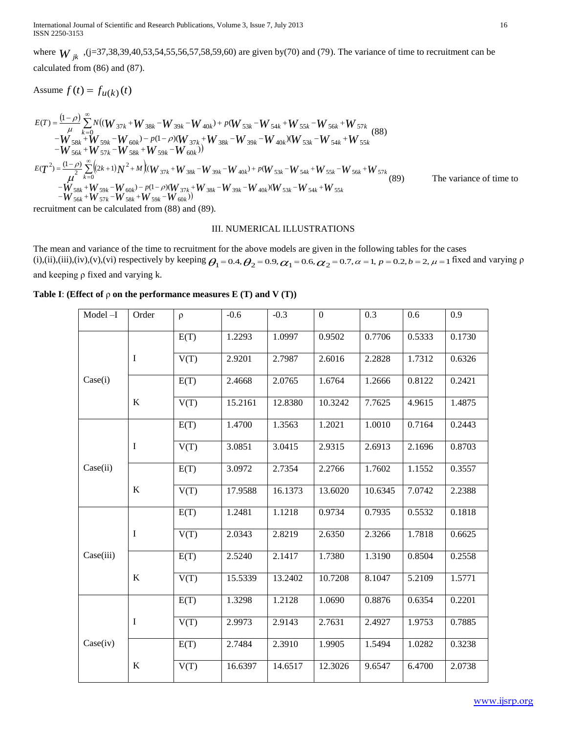where $W_{jk}$ ,(j=37,38,39,40,53,54,55,56,57,58,59,60) are given by(70) and (79). The variance of time to recruitment can be calculated from (86) and (87).

Assume $f(t) = f_{u(k)}(t)$

$$E(T) = \frac{(1-\rho)}{\mu} \sum_{k=0}^{\infty} N((W_{37k} + W_{38k} - W_{39k} - W_{40k}) + p(W_{53k} - W_{54k} + W_{55k} - W_{56k} + W_{57k} - W_{58k} + W_{59k} - W_{60k}) - p(1-\rho)(W_{37k} + W_{38k} - W_{39k} - W_{40k})(W_{53k} - W_{54k} + W_{55k} - W_{56k} + W_{57k} - W_{58k} + W_{59k} - W_{60k})) \quad (88)$$

$$E(T^2) = \frac{(1-\rho)}{\mu^2} \sum_{k=0}^{\infty} ((2k+1)N^2 + M)((W_{37k} + W_{38k} - W_{39k} - W_{40k}) + p(W_{53k} - W_{54k} + W_{55k} - W_{56k} + W_{57k} - W_{58k} + W_{59k} - W_{60k}) - p(1-\rho)(W_{37k} + W_{38k} - W_{39k} - W_{40k})(W_{53k} - W_{54k} + W_{55k} - W_{56k} + W_{57k} - W_{58k} + W_{59k} - W_{60k})) \quad (89)$$

The variance of time to recruitment can be calculated from (88) and (89).

## III. NUMERICAL ILLUSTRATIONS

The mean and variance of the time to recruitment for the above models are given in the following tables for the cases (i),(ii),(iii),(iv),(v),(vi) respectively by keeping $\theta_1 = 0.4, \theta_2 = 0.9, \alpha_1 = 0.6, \alpha_2 = 0.7, \alpha = 1, p = 0.2, b = 2, \mu = 1$ fixed and varying ρ and keeping ρ fixed and varying k.

**Table I**: **(Effect of ρ on the performance measures E (T) and V (T))**

| Model –I | Order | ρ | -0.6 | -0.3 | 0 | 0.3 | 0.6 | 0.9 |
|---|---|---|---|---|---|---|---|---|
| Case(i) | I | E(T) | 1.2293 | 1.0997 | 0.9502 | 0.7706 | 0.5333 | 0.1730 |
| | | V(T) | 2.9201 | 2.7987 | 2.6016 | 2.2828 | 1.7312 | 0.6326 |
| | K | E(T) | 2.4668 | 2.0765 | 1.6764 | 1.2666 | 0.8122 | 0.2421 |
| | | V(T) | 15.2161 | 12.8380 | 10.3242 | 7.7625 | 4.9615 | 1.4875 |
| Case(ii) | I | E(T) | 1.4700 | 1.3563 | 1.2021 | 1.0010 | 0.7164 | 0.2443 |
| | | V(T) | 3.0851 | 3.0415 | 2.9315 | 2.6913 | 2.1696 | 0.8703 |
| | K | E(T) | 3.0972 | 2.7354 | 2.2766 | 1.7602 | 1.1552 | 0.3557 |
| | | V(T) | 17.9588 | 16.1373 | 13.6020 | 10.6345 | 7.0742 | 2.2388 |
| Case(iii) | I | E(T) | 1.2481 | 1.1218 | 0.9734 | 0.7935 | 0.5532 | 0.1818 |
| | | V(T) | 2.0343 | 2.8219 | 2.6350 | 2.3266 | 1.7818 | 0.6625 |
| | K | E(T) | 2.5240 | 2.1417 | 1.7380 | 1.3190 | 0.8504 | 0.2558 |
| | | V(T) | 15.5339 | 13.2402 | 10.7208 | 8.1047 | 5.2109 | 1.5771 |
| Case(iv) | I | E(T) | 1.3298 | 1.2128 | 1.0690 | 0.8876 | 0.6354 | 0.2201 |
| | | V(T) | 2.9973 | 2.9143 | 2.7631 | 2.4927 | 1.9753 | 0.7885 |
| | K | E(T) | 2.7484 | 2.3910 | 1.9905 | 1.5494 | 1.0282 | 0.3238 |
| | | V(T) | 16.6397 | 14.6517 | 12.3026 | 9.6547 | 6.4700 | 2.0738 |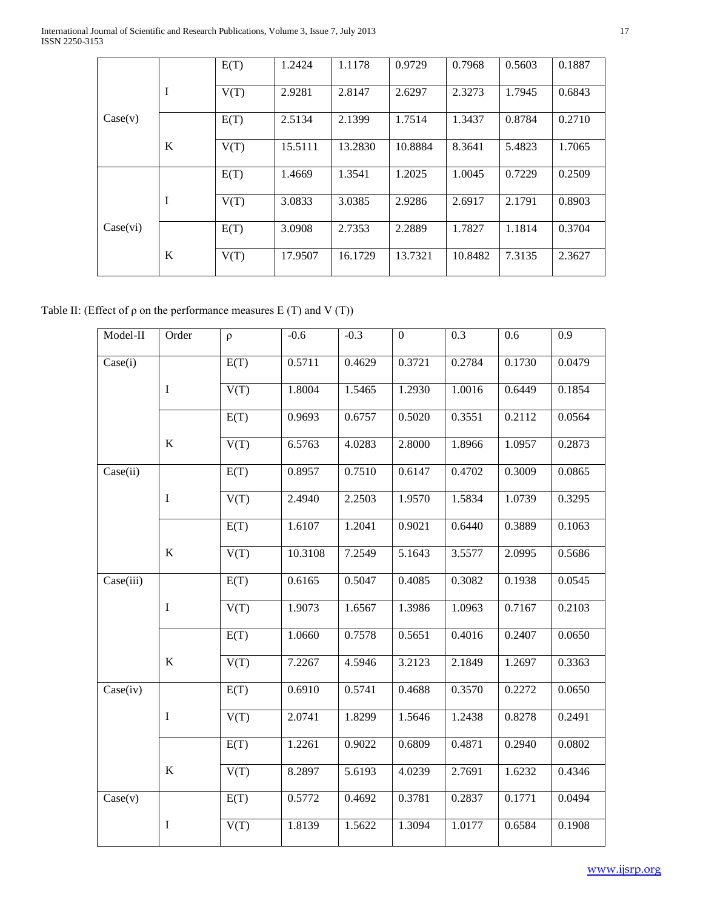| | | | | | | | | |
|---|---|---|---|---|---|---|---|---|
| Case(v) | I | E(T) | 1.2424 | 1.1178 | 0.9729 | 0.7968 | 0.5603 | 0.1887 |
| | | V(T) | 2.9281 | 2.8147 | 2.6297 | 2.3273 | 1.7945 | 0.6843 |
| | K | E(T) | 2.5134 | 2.1399 | 1.7514 | 1.3437 | 0.8784 | 0.2710 |
| | | V(T) | 15.5111 | 13.2830 | 10.8884 | 8.3641 | 5.4823 | 1.7065 |
| Case(vi) | I | E(T) | 1.4669 | 1.3541 | 1.2025 | 1.0045 | 0.7229 | 0.2509 |
| | | V(T) | 3.0833 | 3.0385 | 2.9286 | 2.6917 | 2.1791 | 0.8903 |
| | K | E(T) | 3.0908 | 2.7353 | 2.2889 | 1.7827 | 1.1814 | 0.3704 |
| | | V(T) | 17.9507 | 16.1729 | 13.7321 | 10.8482 | 7.3135 | 2.3627 |

Table II: (Effect of ρ on the performance measures E (T) and V (T))

| Model-II | Order | ρ | -0.6 | -0.3 | 0 | 0.3 | 0.6 | 0.9 |
|---|---|---|---|---|---|---|---|---|
| Case(i) | I | E(T) | 0.5711 | 0.4629 | 0.3721 | 0.2784 | 0.1730 | 0.0479 |
| | | V(T) | 1.8004 | 1.5465 | 1.2930 | 1.0016 | 0.6449 | 0.1854 |
| | K | E(T) | 0.9693 | 0.6757 | 0.5020 | 0.3551 | 0.2112 | 0.0564 |
| | | V(T) | 6.5763 | 4.0283 | 2.8000 | 1.8966 | 1.0957 | 0.2873 |
| Case(ii) | I | E(T) | 0.8957 | 0.7510 | 0.6147 | 0.4702 | 0.3009 | 0.0865 |
| | | V(T) | 2.4940 | 2.2503 | 1.9570 | 1.5834 | 1.0739 | 0.3295 |
| | K | E(T) | 1.6107 | 1.2041 | 0.9021 | 0.6440 | 0.3889 | 0.1063 |
| | | V(T) | 10.3108 | 7.2549 | 5.1643 | 3.5577 | 2.0995 | 0.5686 |
| Case(iii) | I | E(T) | 0.6165 | 0.5047 | 0.4085 | 0.3082 | 0.1938 | 0.0545 |
| | | V(T) | 1.9073 | 1.6567 | 1.3986 | 1.0963 | 0.7167 | 0.2103 |
| | K | E(T) | 1.0660 | 0.7578 | 0.5651 | 0.4016 | 0.2407 | 0.0650 |
| | | V(T) | 7.2267 | 4.5946 | 3.2123 | 2.1849 | 1.2697 | 0.3363 |
| Case(iv) | I | E(T) | 0.6910 | 0.5741 | 0.4688 | 0.3570 | 0.2272 | 0.0650 |
| | | V(T) | 2.0741 | 1.8299 | 1.5646 | 1.2438 | 0.8278 | 0.2491 |
| | K | E(T) | 1.2261 | 0.9022 | 0.6809 | 0.4871 | 0.2940 | 0.0802 |
| | | V(T) | 8.2897 | 5.6193 | 4.0239 | 2.7691 | 1.6232 | 0.4346 |
| Case(v) | I | E(T) | 0.5772 | 0.4692 | 0.3781 | 0.2837 | 0.1771 | 0.0494 |
| | | V(T) | 1.8139 | 1.5622 | 1.3094 | 1.0177 | 0.6584 | 0.1908 |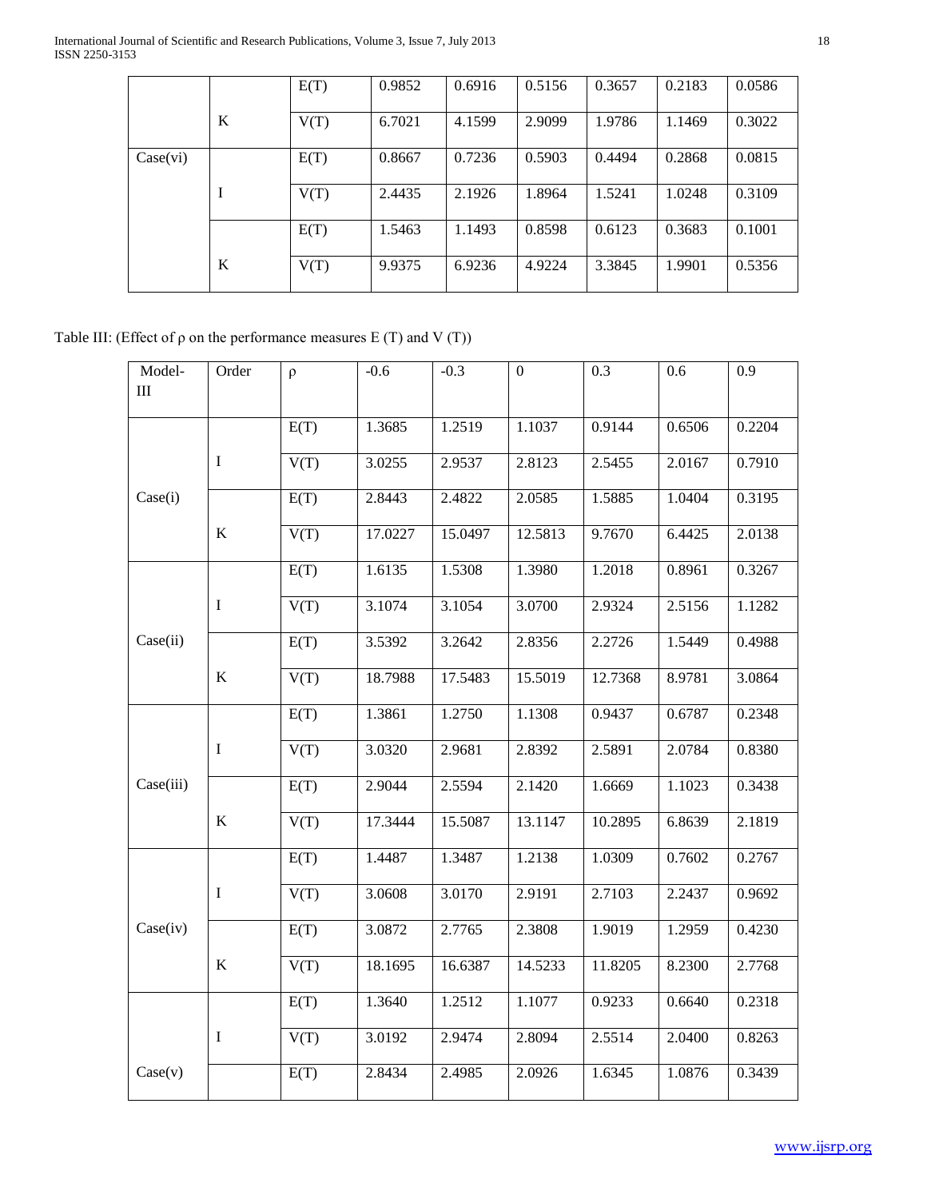| | | | | | | | | |
|---|---|---|---|---|---|---|---|---|
| | K | E(T) | 0.9852 | 0.6916 | 0.5156 | 0.3657 | 0.2183 | 0.0586 |
| | | V(T) | 6.7021 | 4.1599 | 2.9099 | 1.9786 | 1.1469 | 0.3022 |
| Case(vi) | I | E(T) | 0.8667 | 0.7236 | 0.5903 | 0.4494 | 0.2868 | 0.0815 |
| | | V(T) | 2.4435 | 2.1926 | 1.8964 | 1.5241 | 1.0248 | 0.3109 |
| | K | E(T) | 1.5463 | 1.1493 | 0.8598 | 0.6123 | 0.3683 | 0.1001 |
| | | V(T) | 9.9375 | 6.9236 | 4.9224 | 3.3845 | 1.9901 | 0.5356 |

Table III: (Effect of ρ on the performance measures E (T) and V (T))

| Model-III | Order | ρ | -0.6 | -0.3 | 0 | 0.3 | 0.6 | 0.9 |
|---|---|---|---|---|---|---|---|---|
| Case(i) | I | E(T) | 1.3685 | 1.2519 | 1.1037 | 0.9144 | 0.6506 | 0.2204 |
| | | V(T) | 3.0255 | 2.9537 | 2.8123 | 2.5455 | 2.0167 | 0.7910 |
| | K | E(T) | 2.8443 | 2.4822 | 2.0585 | 1.5885 | 1.0404 | 0.3195 |
| | | V(T) | 17.0227 | 15.0497 | 12.5813 | 9.7670 | 6.4425 | 2.0138 |
| Case(ii) | I | E(T) | 1.6135 | 1.5308 | 1.3980 | 1.2018 | 0.8961 | 0.3267 |
| | | V(T) | 3.1074 | 3.1054 | 3.0700 | 2.9324 | 2.5156 | 1.1282 |
| | K | E(T) | 3.5392 | 3.2642 | 2.8356 | 2.2726 | 1.5449 | 0.4988 |
| | | V(T) | 18.7988 | 17.5483 | 15.5019 | 12.7368 | 8.9781 | 3.0864 |
| Case(iii) | I | E(T) | 1.3861 | 1.2750 | 1.1308 | 0.9437 | 0.6787 | 0.2348 |
| | | V(T) | 3.0320 | 2.9681 | 2.8392 | 2.5891 | 2.0784 | 0.8380 |
| | K | E(T) | 2.9044 | 2.5594 | 2.1420 | 1.6669 | 1.1023 | 0.3438 |
| | | V(T) | 17.3444 | 15.5087 | 13.1147 | 10.2895 | 6.8639 | 2.1819 |
| Case(iv) | I | E(T) | 1.4487 | 1.3487 | 1.2138 | 1.0309 | 0.7602 | 0.2767 |
| | | V(T) | 3.0608 | 3.0170 | 2.9191 | 2.7103 | 2.2437 | 0.9692 |
| | K | E(T) | 3.0872 | 2.7765 | 2.3808 | 1.9019 | 1.2959 | 0.4230 |
| | | V(T) | 18.1695 | 16.6387 | 14.5233 | 11.8205 | 8.2300 | 2.7768 |
| Case(v) | I | E(T) | 1.3640 | 1.2512 | 1.1077 | 0.9233 | 0.6640 | 0.2318 |
| | | V(T) | 3.0192 | 2.9474 | 2.8094 | 2.5514 | 2.0400 | 0.8263 |
| | | E(T) | 2.8434 | 2.4985 | 2.0926 | 1.6345 | 1.0876 | 0.3439 |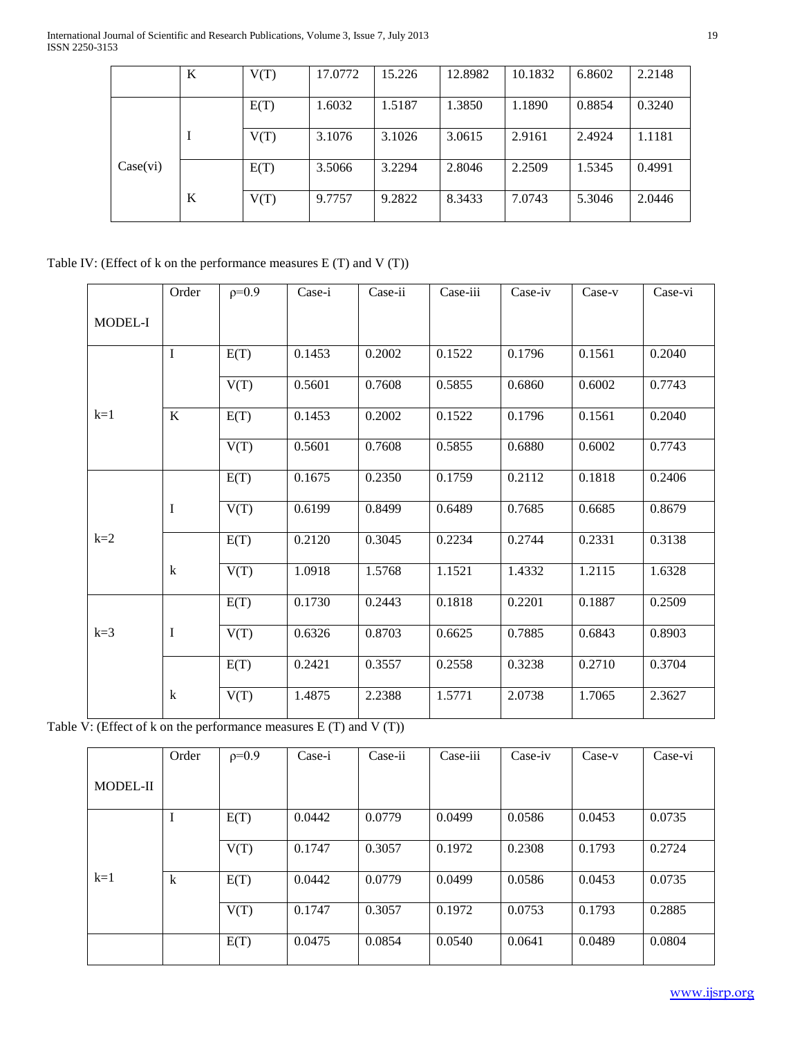| | K | V(T) | 17.0772 | 15.226 | 12.8982 | 10.1832 | 6.8602 | 2.2148 |
|---|---|---|---|---|---|---|---|---|
| Case(vi) | I | E(T) | 1.6032 | 1.5187 | 1.3850 | 1.1890 | 0.8854 | 0.3240 |
| | | V(T) | 3.1076 | 3.1026 | 3.0615 | 2.9161 | 2.4924 | 1.1181 |
| | K | E(T) | 3.5066 | 3.2294 | 2.8046 | 2.2509 | 1.5345 | 0.4991 |
| | | V(T) | 9.7757 | 9.2822 | 8.3433 | 7.0743 | 5.3046 | 2.0446 |

Table IV: (Effect of k on the performance measures E (T) and V (T))

| MODEL-I | Order | $\rho$=0.9 | Case-i | Case-ii | Case-iii | Case-iv | Case-v | Case-vi |
|---|---|---|---|---|---|---|---|---|
| k=1 | I | E(T) | 0.1453 | 0.2002 | 0.1522 | 0.1796 | 0.1561 | 0.2040 |
| | | V(T) | 0.5601 | 0.7608 | 0.5855 | 0.6860 | 0.6002 | 0.7743 |
| | K | E(T) | 0.1453 | 0.2002 | 0.1522 | 0.1796 | 0.1561 | 0.2040 |
| | | V(T) | 0.5601 | 0.7608 | 0.5855 | 0.6880 | 0.6002 | 0.7743 |
| k=2 | I | E(T) | 0.1675 | 0.2350 | 0.1759 | 0.2112 | 0.1818 | 0.2406 |
| | | V(T) | 0.6199 | 0.8499 | 0.6489 | 0.7685 | 0.6685 | 0.8679 |
| | k | E(T) | 0.2120 | 0.3045 | 0.2234 | 0.2744 | 0.2331 | 0.3138 |
| | | V(T) | 1.0918 | 1.5768 | 1.1521 | 1.4332 | 1.2115 | 1.6328 |
| k=3 | I | E(T) | 0.1730 | 0.2443 | 0.1818 | 0.2201 | 0.1887 | 0.2509 |
| | | V(T) | 0.6326 | 0.8703 | 0.6625 | 0.7885 | 0.6843 | 0.8903 |
| | k | E(T) | 0.2421 | 0.3557 | 0.2558 | 0.3238 | 0.2710 | 0.3704 |
| | | V(T) | 1.4875 | 2.2388 | 1.5771 | 2.0738 | 1.7065 | 2.3627 |

Table V: (Effect of k on the performance measures E (T) and V (T))

| MODEL-II | Order | $\rho$=0.9 | Case-i | Case-ii | Case-iii | Case-iv | Case-v | Case-vi |
|---|---|---|---|---|---|---|---|---|
| k=1 | I | E(T) | 0.0442 | 0.0779 | 0.0499 | 0.0586 | 0.0453 | 0.0735 |
| | | V(T) | 0.1747 | 0.3057 | 0.1972 | 0.2308 | 0.1793 | 0.2724 |
| | k | E(T) | 0.0442 | 0.0779 | 0.0499 | 0.0586 | 0.0453 | 0.0735 |
| | | V(T) | 0.1747 | 0.3057 | 0.1972 | 0.0753 | 0.1793 | 0.2885 |
| | | E(T) | 0.0475 | 0.0854 | 0.0540 | 0.0641 | 0.0489 | 0.0804 |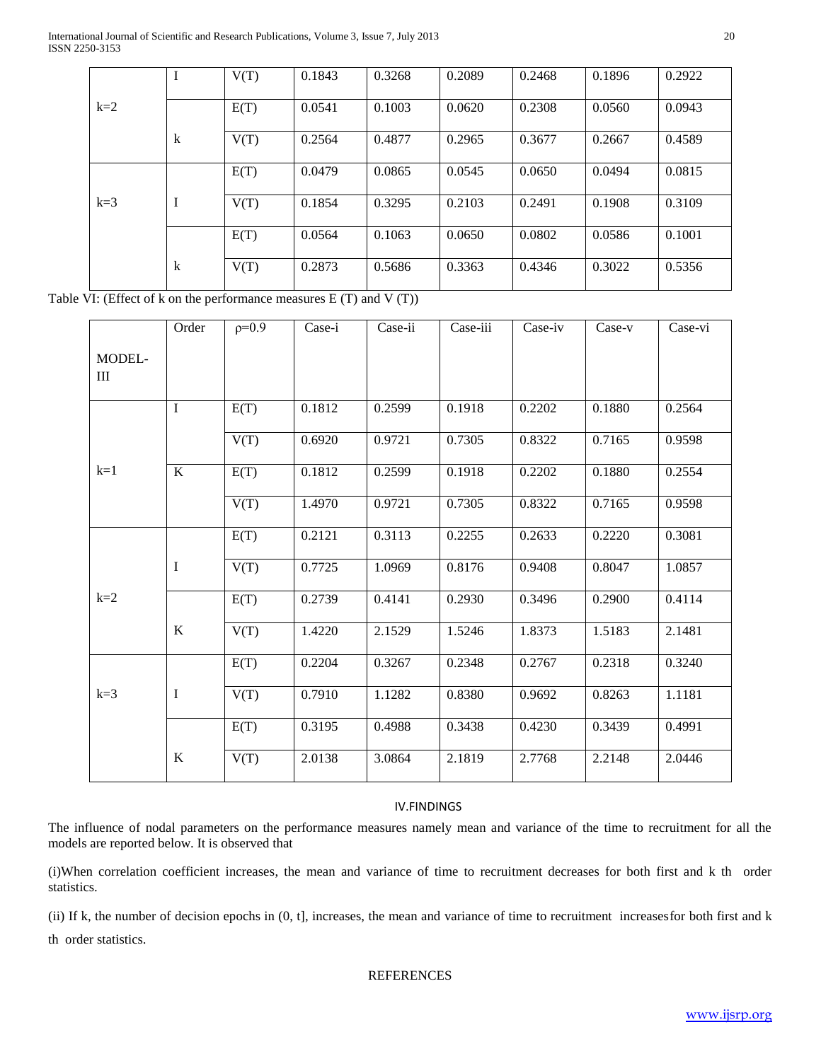| | I | V(T) | 0.1843 | 0.3268 | 0.2089 | 0.2468 | 0.1896 | 0.2922 |
|---|---|---|---|---|---|---|---|---|
| k=2 | | E(T) | 0.0541 | 0.1003 | 0.0620 | 0.2308 | 0.0560 | 0.0943 |
| | k | V(T) | 0.2564 | 0.4877 | 0.2965 | 0.3677 | 0.2667 | 0.4589 |
| | | E(T) | 0.0479 | 0.0865 | 0.0545 | 0.0650 | 0.0494 | 0.0815 |
| k=3 | I | V(T) | 0.1854 | 0.3295 | 0.2103 | 0.2491 | 0.1908 | 0.3109 |
| | | E(T) | 0.0564 | 0.1063 | 0.0650 | 0.0802 | 0.0586 | 0.1001 |
| | k | V(T) | 0.2873 | 0.5686 | 0.3363 | 0.4346 | 0.3022 | 0.5356 |

Table VI: (Effect of k on the performance measures E (T) and V (T))

| MODEL-III | Order | $\rho$=0.9 | Case-i | Case-ii | Case-iii | Case-iv | Case-v | Case-vi |
|---|---|---|---|---|---|---|---|---|
| | I | E(T) | 0.1812 | 0.2599 | 0.1918 | 0.2202 | 0.1880 | 0.2564 |
| | | V(T) | 0.6920 | 0.9721 | 0.7305 | 0.8322 | 0.7165 | 0.9598 |
| k=1 | K | E(T) | 0.1812 | 0.2599 | 0.1918 | 0.2202 | 0.1880 | 0.2554 |
| | | V(T) | 1.4970 | 0.9721 | 0.7305 | 0.8322 | 0.7165 | 0.9598 |
| | | E(T) | 0.2121 | 0.3113 | 0.2255 | 0.2633 | 0.2220 | 0.3081 |
| | I | V(T) | 0.7725 | 1.0969 | 0.8176 | 0.9408 | 0.8047 | 1.0857 |
| k=2 | | E(T) | 0.2739 | 0.4141 | 0.2930 | 0.3496 | 0.2900 | 0.4114 |
| | K | V(T) | 1.4220 | 2.1529 | 1.5246 | 1.8373 | 1.5183 | 2.1481 |
| | | E(T) | 0.2204 | 0.3267 | 0.2348 | 0.2767 | 0.2318 | 0.3240 |
| k=3 | I | V(T) | 0.7910 | 1.1282 | 0.8380 | 0.9692 | 0.8263 | 1.1181 |
| | | E(T) | 0.3195 | 0.4988 | 0.3438 | 0.4230 | 0.3439 | 0.4991 |
| | K | V(T) | 2.0138 | 3.0864 | 2.1819 | 2.7768 | 2.2148 | 2.0446 |

## IV.FINDINGS

The influence of nodal parameters on the performance measures namely mean and variance of the time to recruitment for all the models are reported below. It is observed that

(i)When correlation coefficient increases, the mean and variance of time to recruitment decreases for both first and k th order statistics.

(ii) If k, the number of decision epochs in (0, t], increases, the mean and variance of time to recruitment increases for both first and k th order statistics.

## REFERENCES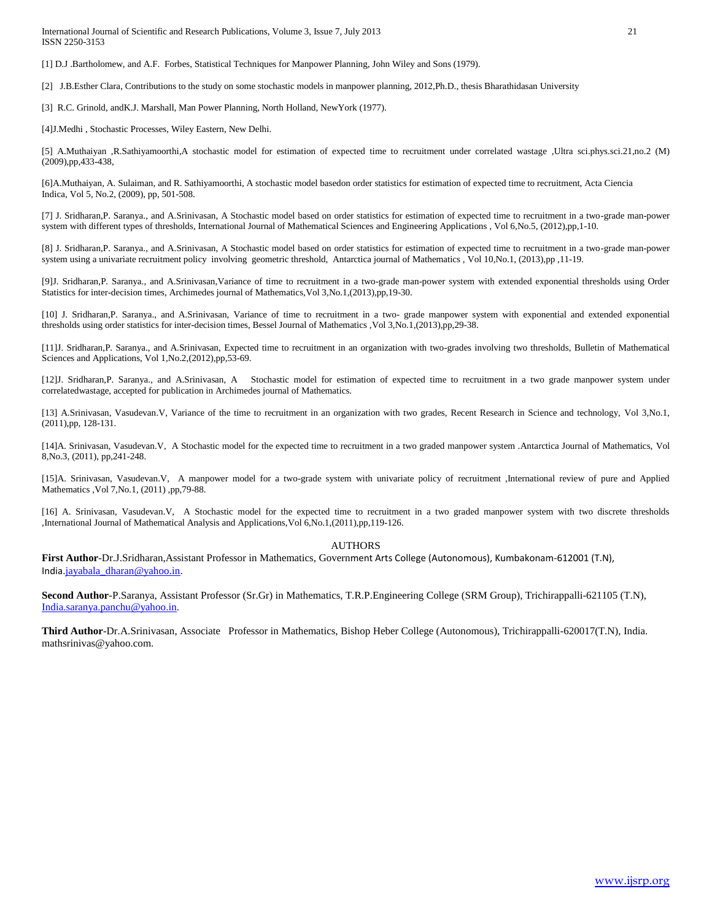[1] D.J .Bartholomew, and A.F. Forbes, Statistical Techniques for Manpower Planning, John Wiley and Sons (1979).

[2] J.B.Esther Clara, Contributions to the study on some stochastic models in manpower planning, 2012,Ph.D., thesis Bharathidasan University

[3] R.C. Grinold, andK.J. Marshall, Man Power Planning, North Holland, NewYork (1977).

[4]J.Medhi , Stochastic Processes, Wiley Eastern, New Delhi.

[5] A.Muthaiyan ,R.Sathiyamoorthi,A stochastic model for estimation of expected time to recruitment under correlated wastage ,Ultra sci.phys.sci.21,no.2 (M) (2009),pp,433-438,

[6]A.Muthaiyan, A. Sulaiman, and R. Sathiyamoorthi, A stochastic model basedon order statistics for estimation of expected time to recruitment, Acta Ciencia Indica, Vol 5, No.2, (2009), pp, 501-508.

[7] J. Sridharan,P. Saranya., and A.Srinivasan, A Stochastic model based on order statistics for estimation of expected time to recruitment in a two-grade man-power system with different types of thresholds, International Journal of Mathematical Sciences and Engineering Applications , Vol 6,No.5, (2012),pp,1-10.

[8] J. Sridharan,P. Saranya., and A.Srinivasan, A Stochastic model based on order statistics for estimation of expected time to recruitment in a two-grade man-power system using a univariate recruitment policy involving geometric threshold, Antarctica journal of Mathematics , Vol 10,No.1, (2013),pp ,11-19.

[9]J. Sridharan,P. Saranya., and A.Srinivasan,Variance of time to recruitment in a two-grade man-power system with extended exponential thresholds using Order Statistics for inter-decision times, Archimedes journal of Mathematics,Vol 3,No.1,(2013),pp,19-30.

[10] J. Sridharan,P. Saranya., and A.Srinivasan, Variance of time to recruitment in a two- grade manpower system with exponential and extended exponential thresholds using order statistics for inter-decision times, Bessel Journal of Mathematics ,Vol 3,No.1,(2013),pp,29-38.

[11]J. Sridharan,P. Saranya., and A.Srinivasan, Expected time to recruitment in an organization with two-grades involving two thresholds, Bulletin of Mathematical Sciences and Applications, Vol 1,No.2,(2012),pp,53-69.

[12]J. Sridharan,P. Saranya., and A.Srinivasan, A Stochastic model for estimation of expected time to recruitment in a two grade manpower system under correlatedwastage, accepted for publication in Archimedes journal of Mathematics.

[13] A.Srinivasan, Vasudevan.V, Variance of the time to recruitment in an organization with two grades, Recent Research in Science and technology, Vol 3,No.1, (2011),pp, 128-131.

[14]A. Srinivasan, Vasudevan.V, A Stochastic model for the expected time to recruitment in a two graded manpower system .Antarctica Journal of Mathematics, Vol 8,No.3, (2011), pp,241-248.

[15]A. Srinivasan, Vasudevan.V, A manpower model for a two-grade system with univariate policy of recruitment ,International review of pure and Applied Mathematics ,Vol 7,No.1, (2011) ,pp,79-88.

[16] A. Srinivasan, Vasudevan.V, A Stochastic model for the expected time to recruitment in a two graded manpower system with two discrete thresholds ,International Journal of Mathematical Analysis and Applications,Vol 6,No.1,(2011),pp,119-126.

## AUTHORS

**First Author**-Dr.J.Sridharan,Assistant Professor in Mathematics, Government Arts College (Autonomous), Kumbakonam-612001 (T.N), India.jayabala_dharan@yahoo.in.

**Second Author**-P.Saranya, Assistant Professor (Sr.Gr) in Mathematics, T.R.P.Engineering College (SRM Group), Trichirappalli-621105 (T.N), India.saranya.panchu@yahoo.in.

**Third Author**-Dr.A.Srinivasan, Associate Professor in Mathematics, Bishop Heber College (Autonomous), Trichirappalli-620017(T.N), India. mathsrinivas@yahoo.com.